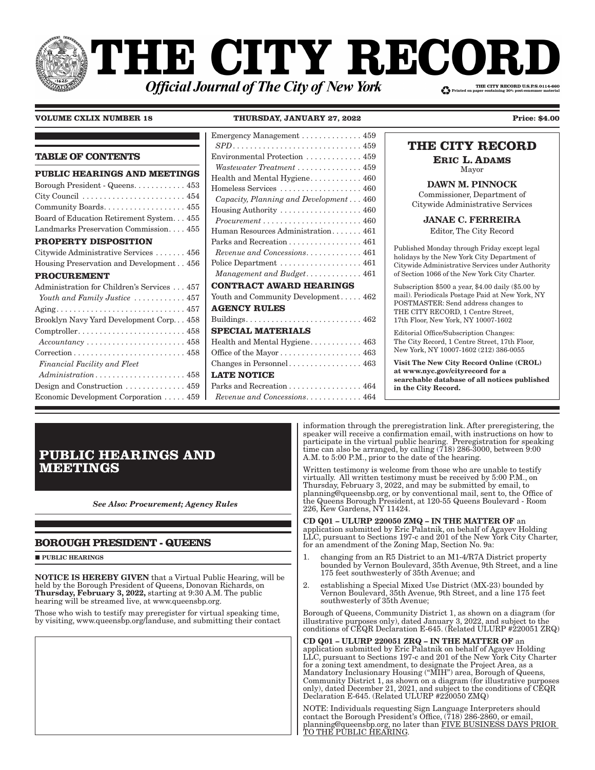# THE CITY RECORD

***Official Journal of The City of New York***

THE CITY RECORD U.S.P.S.0114-660
Printed on paper containing 30% post-consumer material

**VOLUME CXLIX NUMBER 18** **THURSDAY, JANUARY 27, 2022** **Price: $4.00**

## TABLE OF CONTENTS

**PUBLIC HEARINGS AND MEETINGS**

Borough President - Queens . . . . . . . . . . . . 453
City Council . . . . . . . . . . . . . . . . . . . . . . . . 454
Community Boards . . . . . . . . . . . . . . . . . . . 455
Board of Education Retirement System . . . 455
Landmarks Preservation Commission . . . . 455

**PROPERTY DISPOSITION**

Citywide Administrative Services . . . . . . . 456
Housing Preservation and Development . . 456

**PROCUREMENT**

Administration for Children's Services . . . 457
*Youth and Family Justice* . . . . . . . . . . . . 457
Aging . . . . . . . . . . . . . . . . . . . . . . . . . . . . . . 457
Brooklyn Navy Yard Development Corp . . . 458
Comptroller . . . . . . . . . . . . . . . . . . . . . . . . . 458
*Accountancy* . . . . . . . . . . . . . . . . . . . . . . . 458
Correction . . . . . . . . . . . . . . . . . . . . . . . . . . 458
*Financial Facility and Fleet Administration* . . . . . . . . . . . . . . . . . . . . . 458
Design and Construction . . . . . . . . . . . . . . 459
Economic Development Corporation . . . . . 459
Emergency Management . . . . . . . . . . . . . 459
*SPD* . . . . . . . . . . . . . . . . . . . . . . . . . . . . . . 459
Environmental Protection . . . . . . . . . . . . . 459
*Wastewater Treatment* . . . . . . . . . . . . . . . 459
Health and Mental Hygiene . . . . . . . . . . . . 460
Homeless Services . . . . . . . . . . . . . . . . . . . 460
*Capacity, Planning and Development* . . . 460
Housing Authority . . . . . . . . . . . . . . . . . . . 460
*Procurement* . . . . . . . . . . . . . . . . . . . . . . . 460
Human Resources Administration . . . . . . . 461
Parks and Recreation . . . . . . . . . . . . . . . . . 461
*Revenue and Concessions* . . . . . . . . . . . . . 461
Police Department . . . . . . . . . . . . . . . . . . . 461
*Management and Budget* . . . . . . . . . . . . . 461

**CONTRACT AWARD HEARINGS**

Youth and Community Development . . . . . 462

**AGENCY RULES**

Buildings . . . . . . . . . . . . . . . . . . . . . . . . . . . 462

**SPECIAL MATERIALS**

Health and Mental Hygiene . . . . . . . . . . . . 463
Office of the Mayor . . . . . . . . . . . . . . . . . . . 463
Changes in Personnel . . . . . . . . . . . . . . . . . 463

**LATE NOTICE**

Parks and Recreation . . . . . . . . . . . . . . . . . 464
*Revenue and Concessions* . . . . . . . . . . . . . 464

## THE CITY RECORD

**ERIC L. ADAMS**
Mayor

**DAWN M. PINNOCK**
Commissioner, Department of Citywide Administrative Services

**JANAE C. FERREIRA**
Editor, The City Record

Published Monday through Friday except legal holidays by the New York City Department of Citywide Administrative Services under Authority of Section 1066 of the New York City Charter.

Subscription $500 a year, $4.00 daily ($5.00 by mail). Periodicals Postage Paid at New York, NY POSTMASTER: Send address changes to THE CITY RECORD, 1 Centre Street, 17th Floor, New York, NY 10007-1602

Editorial Office/Subscription Changes: The City Record, 1 Centre Street, 17th Floor, New York, NY 10007-1602 (212) 386-0055

**Visit The New City Record Online (CROL) at www.nyc.gov/cityrecord for a searchable database of all notices published in the City Record.**

# PUBLIC HEARINGS AND MEETINGS

*See Also: Procurement; Agency Rules*

## BOROUGH PRESIDENT - QUEENS

■ **PUBLIC HEARINGS**

**NOTICE IS HEREBY GIVEN** that a Virtual Public Hearing, will be held by the Borough President of Queens, Donovan Richards, on **Thursday, February 3, 2022,** starting at 9:30 A.M. The public hearing will be streamed live, at www.queensbp.org.

Those who wish to testify may preregister for virtual speaking time, by visiting, www.queensbp.org/landuse, and submitting their contact information through the preregistration link. After preregistering, the speaker will receive a confirmation email, with instructions on how to participate in the virtual public hearing. Preregistration for speaking time can also be arranged, by calling (718) 286-3000, between 9:00 A.M. to 5:00 P.M., prior to the date of the hearing.

Written testimony is welcome from those who are unable to testify virtually. All written testimony must be received by 5:00 P.M., on Thursday, February 3, 2022, and may be submitted by email, to planning@queensbp.org, or by conventional mail, sent to, the Office of the Queens Borough President, at 120-55 Queens Boulevard - Room 226, Kew Gardens, NY 11424.

**CD Q01 – ULURP 220050 ZMQ – IN THE MATTER OF** an application submitted by Eric Palatnik, on behalf of Agayev Holding LLC, pursuant to Sections 197-c and 201 of the New York City Charter, for an amendment of the Zoning Map, Section No. 9a:

1. changing from an R5 District to an M1-4/R7A District property bounded by Vernon Boulevard, 35th Avenue, 9th Street, and a line 175 feet southwesterly of 35th Avenue; and
2. establishing a Special Mixed Use District (MX-23) bounded by Vernon Boulevard, 35th Avenue, 9th Street, and a line 175 feet southwesterly of 35th Avenue;

Borough of Queens, Community District 1, as shown on a diagram (for illustrative purposes only), dated January 3, 2022, and subject to the conditions of CEQR Declaration E-645. (Related ULURP #220051 ZRQ)

**CD Q01 – ULURP 220051 ZRQ – IN THE MATTER OF** an application submitted by Eric Palatnik on behalf of Agayev Holding LLC, pursuant to Sections 197-c and 201 of the New York City Charter for a zoning text amendment, to designate the Project Area, as a Mandatory Inclusionary Housing ("MIH") area, Borough of Queens, Community District 1, as shown on a diagram (for illustrative purposes only), dated December 21, 2021, and subject to the conditions of CEQR Declaration E-645. (Related ULURP #220050 ZMQ)

NOTE: Individuals requesting Sign Language Interpreters should contact the Borough President's Office, (718) 286-2860, or email, planning@queensbp.org, no later than FIVE BUSINESS DAYS PRIOR TO THE PUBLIC HEARING.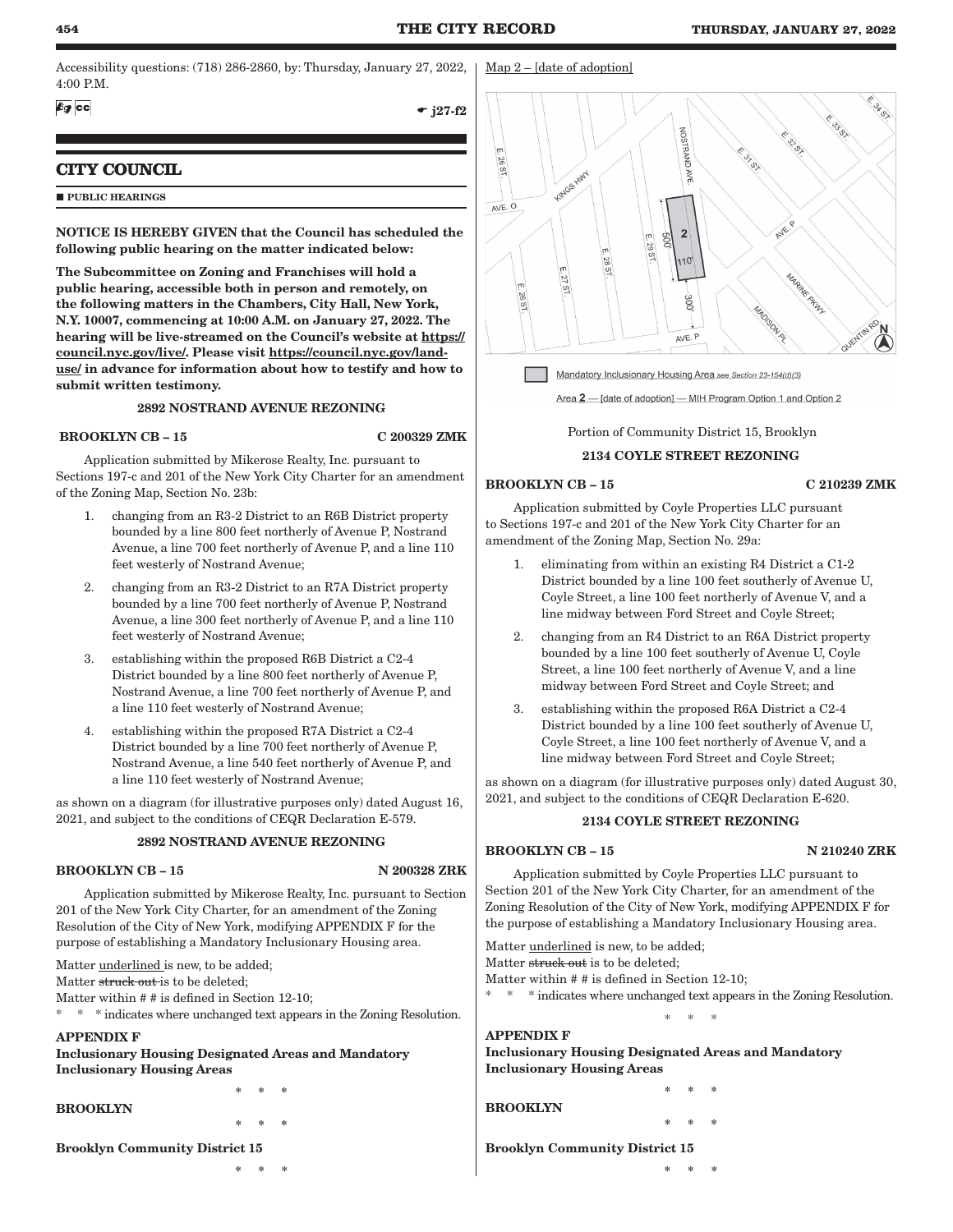Accessibility questions: (718) 286-2860, by: Thursday, January 27, 2022, 4:00 P.M.

☛ j27-f2

## CITY COUNCIL

■ PUBLIC HEARINGS

**NOTICE IS HEREBY GIVEN that the Council has scheduled the following public hearing on the matter indicated below:**

**The Subcommittee on Zoning and Franchises will hold a public hearing, accessible both in person and remotely, on the following matters in the Chambers, City Hall, New York, N.Y. 10007, commencing at 10:00 A.M. on January 27, 2022. The hearing will be live-streamed on the Council's website at https://council.nyc.gov/live/. Please visit https://council.nyc.gov/land-use/ in advance for information about how to testify and how to submit written testimony.**

**2892 NOSTRAND AVENUE REZONING**

**BROOKLYN CB – 15** **C 200329 ZMK**

Application submitted by Mikerose Realty, Inc. pursuant to Sections 197-c and 201 of the New York City Charter for an amendment of the Zoning Map, Section No. 23b:

1. changing from an R3-2 District to an R6B District property bounded by a line 800 feet northerly of Avenue P, Nostrand Avenue, a line 700 feet northerly of Avenue P, and a line 110 feet westerly of Nostrand Avenue;
2. changing from an R3-2 District to an R7A District property bounded by a line 700 feet northerly of Avenue P, Nostrand Avenue, a line 300 feet northerly of Avenue P, and a line 110 feet westerly of Nostrand Avenue;
3. establishing within the proposed R6B District a C2-4 District bounded by a line 800 feet northerly of Avenue P, Nostrand Avenue, a line 700 feet northerly of Avenue P, and a line 110 feet westerly of Nostrand Avenue;
4. establishing within the proposed R7A District a C2-4 District bounded by a line 700 feet northerly of Avenue P, Nostrand Avenue, a line 540 feet northerly of Avenue P, and a line 110 feet westerly of Nostrand Avenue;

as shown on a diagram (for illustrative purposes only) dated August 16, 2021, and subject to the conditions of CEQR Declaration E-579.

**2892 NOSTRAND AVENUE REZONING**

**BROOKLYN CB – 15** **N 200328 ZRK**

Application submitted by Mikerose Realty, Inc. pursuant to Section 201 of the New York City Charter, for an amendment of the Zoning Resolution of the City of New York, modifying APPENDIX F for the purpose of establishing a Mandatory Inclusionary Housing area.

Matter underlined is new, to be added;
Matter ~~struck out~~ is to be deleted;
Matter within # # is defined in Section 12-10;
\* \* \* indicates where unchanged text appears in the Zoning Resolution.

**APPENDIX F**
**Inclusionary Housing Designated Areas and Mandatory Inclusionary Housing Areas**

\* \* \*

**BROOKLYN**

\* \* \*

**Brooklyn Community District 15**

\* \* \*

Map 2 – [date of adoption]

Mandatory Inclusionary Housing Area see Section 23-154(d)(3)

Area **2** — [date of adoption] — MIH Program Option 1 and Option 2

Portion of Community District 15, Brooklyn

**2134 COYLE STREET REZONING**

**BROOKLYN CB – 15** **C 210239 ZMK**

Application submitted by Coyle Properties LLC pursuant to Sections 197-c and 201 of the New York City Charter for an amendment of the Zoning Map, Section No. 29a:

1. eliminating from within an existing R4 District a C1-2 District bounded by a line 100 feet southerly of Avenue U, Coyle Street, a line 100 feet northerly of Avenue V, and a line midway between Ford Street and Coyle Street;
2. changing from an R4 District to an R6A District property bounded by a line 100 feet southerly of Avenue U, Coyle Street, a line 100 feet northerly of Avenue V, and a line midway between Ford Street and Coyle Street; and
3. establishing within the proposed R6A District a C2-4 District bounded by a line 100 feet southerly of Avenue U, Coyle Street, a line 100 feet northerly of Avenue V, and a line midway between Ford Street and Coyle Street;

as shown on a diagram (for illustrative purposes only) dated August 30, 2021, and subject to the conditions of CEQR Declaration E-620.

**2134 COYLE STREET REZONING**

**BROOKLYN CB – 15** **N 210240 ZRK**

Application submitted by Coyle Properties LLC pursuant to Section 201 of the New York City Charter, for an amendment of the Zoning Resolution of the City of New York, modifying APPENDIX F for the purpose of establishing a Mandatory Inclusionary Housing area.

Matter underlined is new, to be added;
Matter ~~struck out~~ is to be deleted;
Matter within # # is defined in Section 12-10;
\* \* \* indicates where unchanged text appears in the Zoning Resolution.

\* \* \*

**APPENDIX F**
**Inclusionary Housing Designated Areas and Mandatory Inclusionary Housing Areas**

\* \* \*

**BROOKLYN**

\* \* \*

**Brooklyn Community District 15**

\* \* \*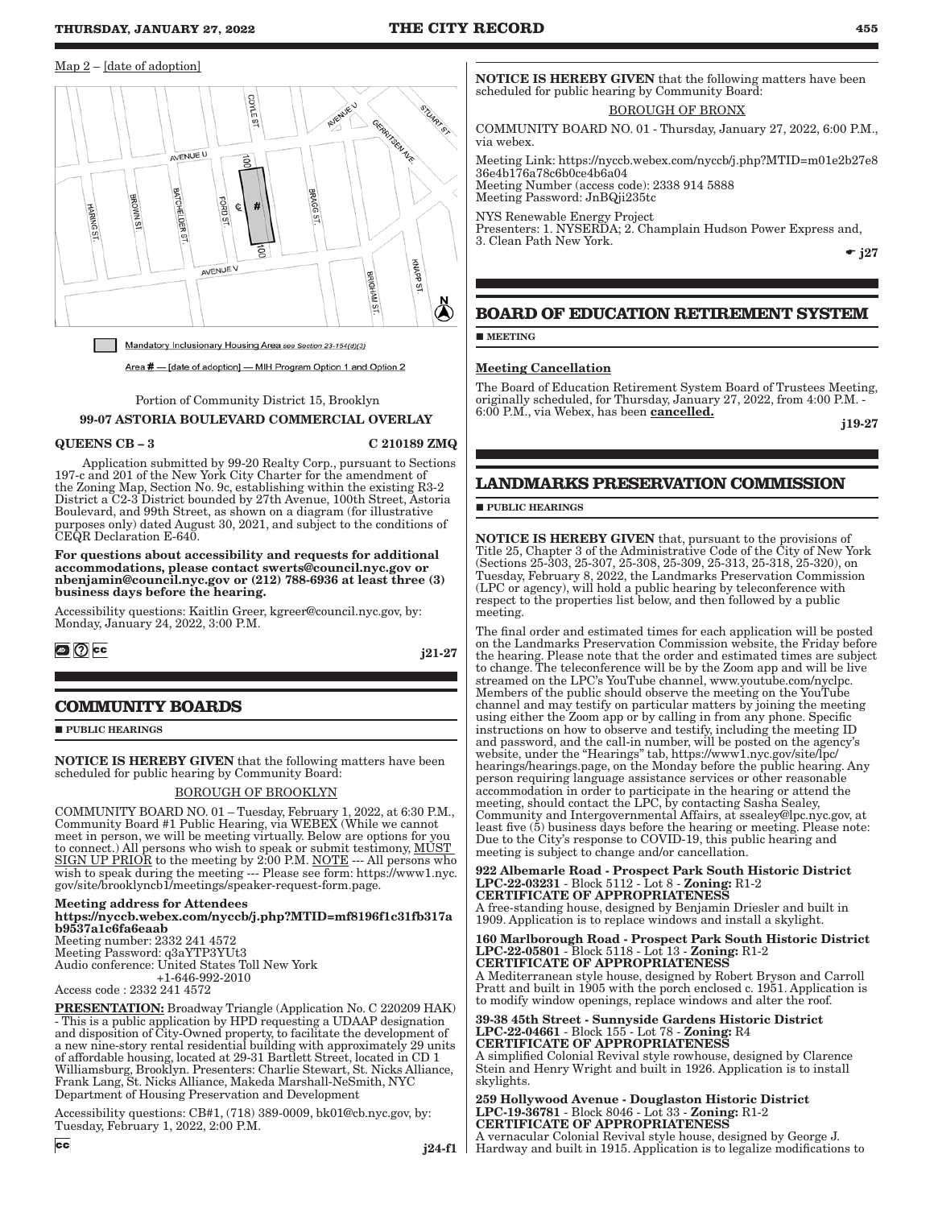Map 2 – [date of adoption]

Mandatory Inclusionary Housing Area see Section 23-154(d)(3)

Area # — [date of adoption] — MIH Program Option 1 and Option 2

Portion of Community District 15, Brooklyn

**99-07 ASTORIA BOULEVARD COMMERCIAL OVERLAY**

**QUEENS CB – 3** **C 210189 ZMQ**

Application submitted by 99-20 Realty Corp., pursuant to Sections 197-c and 201 of the New York City Charter for the amendment of the Zoning Map, Section No. 9c, establishing within the existing R3-2 District a C2-3 District bounded by 27th Avenue, 100th Street, Astoria Boulevard, and 99th Street, as shown on a diagram (for illustrative purposes only) dated August 30, 2021, and subject to the conditions of CEQR Declaration E-640.

**For questions about accessibility and requests for additional accommodations, please contact swerts@council.nyc.gov or nbenjamin@council.nyc.gov or (212) 788-6936 at least three (3) business days before the hearing.**

Accessibility questions: Kaitlin Greer, kgreer@council.nyc.gov, by: Monday, January 24, 2022, 3:00 P.M.

j21-27

## COMMUNITY BOARDS

■ **PUBLIC HEARINGS**

**NOTICE IS HEREBY GIVEN** that the following matters have been scheduled for public hearing by Community Board:

BOROUGH OF BROOKLYN

COMMUNITY BOARD NO. 01 – Tuesday, February 1, 2022, at 6:30 P.M., Community Board #1 Public Hearing, via WEBEX (While we cannot meet in person, we will be meeting virtually. Below are options for you to connect.) All persons who wish to speak or submit testimony, MUST SIGN UP PRIOR to the meeting by 2:00 P.M. NOTE --- All persons who wish to speak during the meeting --- Please see form: https://www1.nyc.gov/site/brooklyncb1/meetings/speaker-request-form.page.

**Meeting address for Attendees**
**https://nyccb.webex.com/nyccb/j.php?MTID=mf8196f1c31fb317ab9537a1c6fa6eaab**
Meeting number: 2332 241 4572
Meeting Password: q3aYTP3YUt3
Audio conference: United States Toll New York +1-646-992-2010
Access code : 2332 241 4572

**PRESENTATION:** Broadway Triangle (Application No. C 220209 HAK) - This is a public application by HPD requesting a UDAAP designation and disposition of City-Owned property, to facilitate the development of a new nine-story rental residential building with approximately 29 units of affordable housing, located at 29-31 Bartlett Street, located in CD 1 Williamsburg, Brooklyn. Presenters: Charlie Stewart, St. Nicks Alliance, Frank Lang, St. Nicks Alliance, Makeda Marshall-NeSmith, NYC Department of Housing Preservation and Development

Accessibility questions: CB#1, (718) 389-0009, bk01@cb.nyc.gov, by: Tuesday, February 1, 2022, 2:00 P.M.

j24-f1

**NOTICE IS HEREBY GIVEN** that the following matters have been scheduled for public hearing by Community Board:

BOROUGH OF BRONX

COMMUNITY BOARD NO. 01 - Thursday, January 27, 2022, 6:00 P.M., via webex.

Meeting Link: https://nyccb.webex.com/nyccb/j.php?MTID=m01e2b27e836e4b176a78c6b0ce4b6a04
Meeting Number (access code): 2338 914 5888
Meeting Password: JnBQji235tc

NYS Renewable Energy Project
Presenters: 1. NYSERDA; 2. Champlain Hudson Power Express and, 3. Clean Path New York.

j27

## BOARD OF EDUCATION RETIREMENT SYSTEM

■ **MEETING**

**Meeting Cancellation**

The Board of Education Retirement System Board of Trustees Meeting, originally scheduled, for Thursday, January 27, 2022, from 4:00 P.M. - 6:00 P.M., via Webex, has been **cancelled.**

j19-27

## LANDMARKS PRESERVATION COMMISSION

■ **PUBLIC HEARINGS**

**NOTICE IS HEREBY GIVEN** that, pursuant to the provisions of Title 25, Chapter 3 of the Administrative Code of the City of New York (Sections 25-303, 25-307, 25-308, 25-309, 25-313, 25-318, 25-320), on Tuesday, February 8, 2022, the Landmarks Preservation Commission (LPC or agency), will hold a public hearing by teleconference with respect to the properties list below, and then followed by a public meeting.

The final order and estimated times for each application will be posted on the Landmarks Preservation Commission website, the Friday before the hearing. Please note that the order and estimated times are subject to change. The teleconference will be by the Zoom app and will be live streamed on the LPC's YouTube channel, www.youtube.com/nyclpc. Members of the public should observe the meeting on the YouTube channel and may testify on particular matters by joining the meeting using either the Zoom app or by calling in from any phone. Specific instructions on how to observe and testify, including the meeting ID and password, and the call-in number, will be posted on the agency's website, under the "Hearings" tab, https://www1.nyc.gov/site/lpc/hearings/hearings.page, on the Monday before the public hearing. Any person requiring language assistance services or other reasonable accommodation in order to participate in the hearing or attend the meeting, should contact the LPC, by contacting Sasha Sealey, Community and Intergovernmental Affairs, at ssealey@lpc.nyc.gov, at least five (5) business days before the hearing or meeting. Please note: Due to the City's response to COVID-19, this public hearing and meeting is subject to change and/or cancellation.

**922 Albemarle Road - Prospect Park South Historic District**
**LPC-22-03231** - Block 5112 - Lot 8 - **Zoning:** R1-2
**CERTIFICATE OF APPROPRIATENESS**
A free-standing house, designed by Benjamin Driesler and built in 1909. Application is to replace windows and install a skylight.

**160 Marlborough Road - Prospect Park South Historic District**
**LPC-22-05801** - Block 5118 - Lot 13 - **Zoning:** R1-2
**CERTIFICATE OF APPROPRIATENESS**
A Mediterranean style house, designed by Robert Bryson and Carroll Pratt and built in 1905 with the porch enclosed c. 1951. Application is to modify window openings, replace windows and alter the roof.

**39-38 45th Street - Sunnyside Gardens Historic District**
**LPC-22-04661** - Block 155 - Lot 78 - **Zoning:** R4
**CERTIFICATE OF APPROPRIATENESS**
A simplified Colonial Revival style rowhouse, designed by Clarence Stein and Henry Wright and built in 1926. Application is to install skylights.

**259 Hollywood Avenue - Douglaston Historic District**
**LPC-19-36781** - Block 8046 - Lot 33 - **Zoning:** R1-2
**CERTIFICATE OF APPROPRIATENESS**
A vernacular Colonial Revival style house, designed by George J. Hardway and built in 1915. Application is to legalize modifications to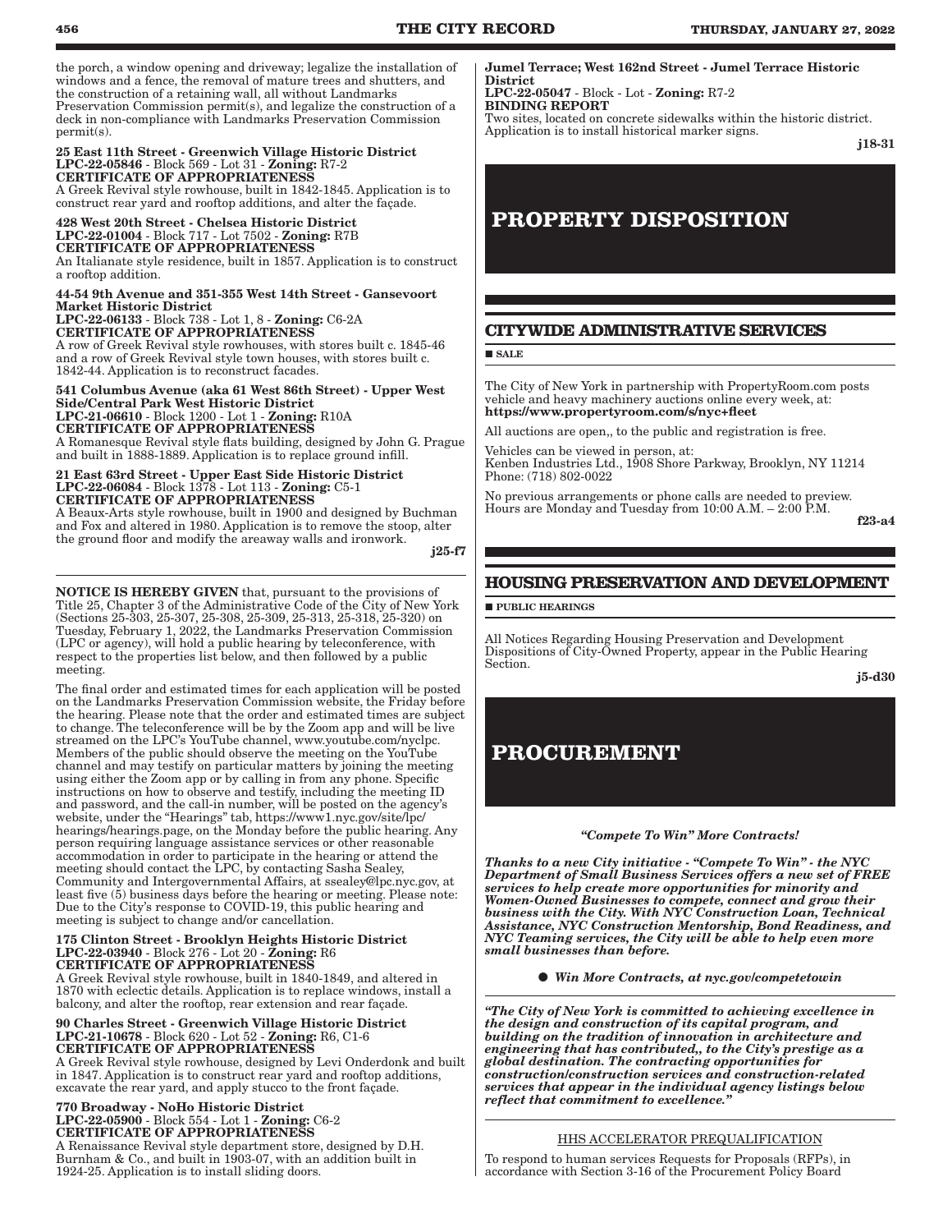the porch, a window opening and driveway; legalize the installation of windows and a fence, the removal of mature trees and shutters, and the construction of a retaining wall, all without Landmarks Preservation Commission permit(s), and legalize the construction of a deck in non-compliance with Landmarks Preservation Commission permit(s).

**25 East 11th Street - Greenwich Village Historic District**
**LPC-22-05846** - Block 569 - Lot 31 - **Zoning:** R7-2
**CERTIFICATE OF APPROPRIATENESS**
A Greek Revival style rowhouse, built in 1842-1845. Application is to construct rear yard and rooftop additions, and alter the façade.

**428 West 20th Street - Chelsea Historic District**
**LPC-22-01004** - Block 717 - Lot 7502 - **Zoning:** R7B
**CERTIFICATE OF APPROPRIATENESS**
An Italianate style residence, built in 1857. Application is to construct a rooftop addition.

**44-54 9th Avenue and 351-355 West 14th Street - Gansevoort Market Historic District**
**LPC-22-06133** - Block 738 - Lot 1, 8 - **Zoning:** C6-2A
**CERTIFICATE OF APPROPRIATENESS**
A row of Greek Revival style rowhouses, with stores built c. 1845-46 and a row of Greek Revival style town houses, with stores built c. 1842-44. Application is to reconstruct facades.

**541 Columbus Avenue (aka 61 West 86th Street) - Upper West Side/Central Park West Historic District**
**LPC-21-06610** - Block 1200 - Lot 1 - **Zoning:** R10A
**CERTIFICATE OF APPROPRIATENESS**
A Romanesque Revival style flats building, designed by John G. Prague and built in 1888-1889. Application is to replace ground infill.

**21 East 63rd Street - Upper East Side Historic District**
**LPC-22-06084** - Block 1378 - Lot 113 - **Zoning:** C5-1
**CERTIFICATE OF APPROPRIATENESS**
A Beaux-Arts style rowhouse, built in 1900 and designed by Buchman and Fox and altered in 1980. Application is to remove the stoop, alter the ground floor and modify the areaway walls and ironwork.

**j25-f7**

---

**NOTICE IS HEREBY GIVEN** that, pursuant to the provisions of Title 25, Chapter 3 of the Administrative Code of the City of New York (Sections 25-303, 25-307, 25-308, 25-309, 25-313, 25-318, 25-320) on Tuesday, February 1, 2022, the Landmarks Preservation Commission (LPC or agency), will hold a public hearing by teleconference, with respect to the properties list below, and then followed by a public meeting.

The final order and estimated times for each application will be posted on the Landmarks Preservation Commission website, the Friday before the hearing. Please note that the order and estimated times are subject to change. The teleconference will be by the Zoom app and will be live streamed on the LPC's YouTube channel, www.youtube.com/nyclpc. Members of the public should observe the meeting on the YouTube channel and may testify on particular matters by joining the meeting using either the Zoom app or by calling in from any phone. Specific instructions on how to observe and testify, including the meeting ID and password, and the call-in number, will be posted on the agency's website, under the "Hearings" tab, https://www1.nyc.gov/site/lpc/hearings/hearings.page, on the Monday before the public hearing. Any person requiring language assistance services or other reasonable accommodation in order to participate in the hearing or attend the meeting should contact the LPC, by contacting Sasha Sealey, Community and Intergovernmental Affairs, at ssealey@lpc.nyc.gov, at least five (5) business days before the hearing or meeting. Please note: Due to the City's response to COVID-19, this public hearing and meeting is subject to change and/or cancellation.

**175 Clinton Street - Brooklyn Heights Historic District**
**LPC-22-03940** - Block 276 - Lot 20 - **Zoning:** R6
**CERTIFICATE OF APPROPRIATENESS**
A Greek Revival style rowhouse, built in 1840-1849, and altered in 1870 with eclectic details. Application is to replace windows, install a balcony, and alter the rooftop, rear extension and rear façade.

**90 Charles Street - Greenwich Village Historic District**
**LPC-21-10678** - Block 620 - Lot 52 - **Zoning:** R6, C1-6
**CERTIFICATE OF APPROPRIATENESS**
A Greek Revival style rowhouse, designed by Levi Onderdonk and built in 1847. Application is to construct rear yard and rooftop additions, excavate the rear yard, and apply stucco to the front façade.

**770 Broadway - NoHo Historic District**
**LPC-22-05900** - Block 554 - Lot 1 - **Zoning:** C6-2
**CERTIFICATE OF APPROPRIATENESS**
A Renaissance Revival style department store, designed by D.H. Burnham & Co., and built in 1903-07, with an addition built in 1924-25. Application is to install sliding doors.

**Jumel Terrace; West 162nd Street - Jumel Terrace Historic District**
**LPC-22-05047** - Block - Lot - **Zoning:** R7-2
**BINDING REPORT**
Two sites, located on concrete sidewalks within the historic district. Application is to install historical marker signs.

**j18-31**

# PROPERTY DISPOSITION

## CITYWIDE ADMINISTRATIVE SERVICES

■ **SALE**

The City of New York in partnership with PropertyRoom.com posts vehicle and heavy machinery auctions online every week, at:
**https://www.propertyroom.com/s/nyc+fleet**

All auctions are open,, to the public and registration is free.

Vehicles can be viewed in person, at:
Kenben Industries Ltd., 1908 Shore Parkway, Brooklyn, NY 11214
Phone: (718) 802-0022

No previous arrangements or phone calls are needed to preview. Hours are Monday and Tuesday from 10:00 A.M. – 2:00 P.M.

**f23-a4**

## HOUSING PRESERVATION AND DEVELOPMENT

■ **PUBLIC HEARINGS**

All Notices Regarding Housing Preservation and Development Dispositions of City-Owned Property, appear in the Public Hearing Section.

**j5-d30**

# PROCUREMENT

*"Compete To Win" More Contracts!*

***Thanks to a new City initiative - "Compete To Win" - the NYC Department of Small Business Services offers a new set of FREE services to help create more opportunities for minority and Women-Owned Businesses to compete, connect and grow their business with the City. With NYC Construction Loan, Technical Assistance, NYC Construction Mentorship, Bond Readiness, and NYC Teaming services, the City will be able to help even more small businesses than before.***

● ***Win More Contracts, at nyc.gov/competetowin***

***"The City of New York is committed to achieving excellence in the design and construction of its capital program, and building on the tradition of innovation in architecture and engineering that has contributed,, to the City's prestige as a global destination. The contracting opportunities for construction/construction services and construction-related services that appear in the individual agency listings below reflect that commitment to excellence."***

---

HHS ACCELERATOR PREQUALIFICATION

To respond to human services Requests for Proposals (RFPs), in accordance with Section 3-16 of the Procurement Policy Board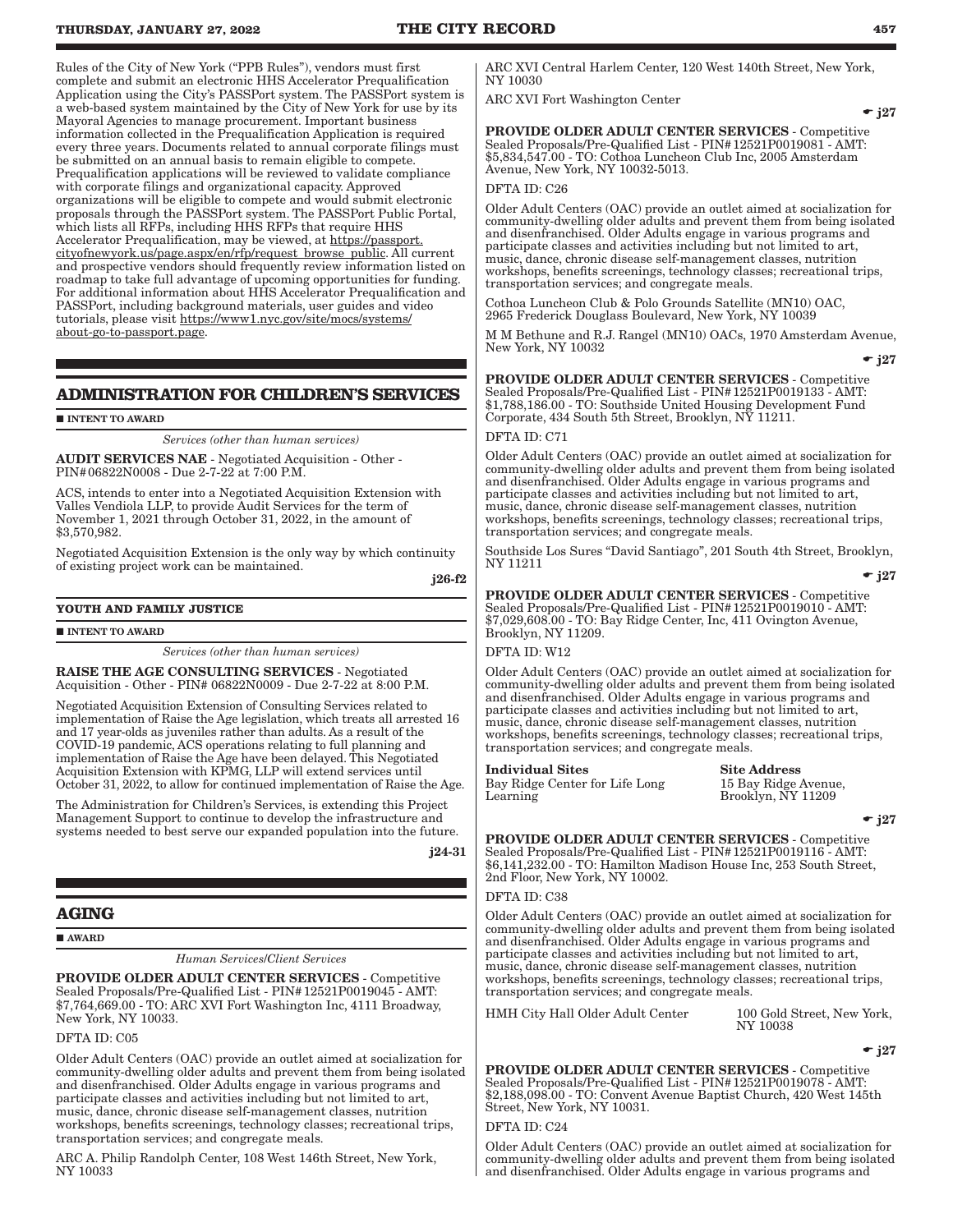Rules of the City of New York ("PPB Rules"), vendors must first complete and submit an electronic HHS Accelerator Prequalification Application using the City's PASSPort system. The PASSPort system is a web-based system maintained by the City of New York for use by its Mayoral Agencies to manage procurement. Important business information collected in the Prequalification Application is required every three years. Documents related to annual corporate filings must be submitted on an annual basis to remain eligible to compete. Prequalification applications will be reviewed to validate compliance with corporate filings and organizational capacity. Approved organizations will be eligible to compete and would submit electronic proposals through the PASSPort system. The PASSPort Public Portal, which lists all RFPs, including HHS RFPs that require HHS Accelerator Prequalification, may be viewed, at https://passport.cityofnewyork.us/page.aspx/en/rfp/request_browse_public. All current and prospective vendors should frequently review information listed on roadmap to take full advantage of upcoming opportunities for funding. For additional information about HHS Accelerator Prequalification and PASSPort, including background materials, user guides and video tutorials, please visit https://www1.nyc.gov/site/mocs/systems/about-go-to-passport.page.

## ADMINISTRATION FOR CHILDREN'S SERVICES

■ **INTENT TO AWARD**

*Services (other than human services)*

**AUDIT SERVICES NAE** - Negotiated Acquisition - Other - PIN# 06822N0008 - Due 2-7-22 at 7:00 P.M.

ACS, intends to enter into a Negotiated Acquisition Extension with Valles Vendiola LLP, to provide Audit Services for the term of November 1, 2021 through October 31, 2022, in the amount of $3,570,982.

Negotiated Acquisition Extension is the only way by which continuity of existing project work can be maintained.

**j26-f2**

### YOUTH AND FAMILY JUSTICE

■ **INTENT TO AWARD**

*Services (other than human services)*

**RAISE THE AGE CONSULTING SERVICES** - Negotiated Acquisition - Other - PIN# 06822N0009 - Due 2-7-22 at 8:00 P.M.

Negotiated Acquisition Extension of Consulting Services related to implementation of Raise the Age legislation, which treats all arrested 16 and 17 year-olds as juveniles rather than adults. As a result of the COVID-19 pandemic, ACS operations relating to full planning and implementation of Raise the Age have been delayed. This Negotiated Acquisition Extension with KPMG, LLP will extend services until October 31, 2022, to allow for continued implementation of Raise the Age.

The Administration for Children's Services, is extending this Project Management Support to continue to develop the infrastructure and systems needed to best serve our expanded population into the future.

**j24-31**

## AGING

■ **AWARD**

*Human Services/Client Services*

**PROVIDE OLDER ADULT CENTER SERVICES** - Competitive Sealed Proposals/Pre-Qualified List - PIN# 12521P0019045 - AMT: $7,764,669.00 - TO: ARC XVI Fort Washington Inc, 4111 Broadway, New York, NY 10033.

DFTA ID: C05

Older Adult Centers (OAC) provide an outlet aimed at socialization for community-dwelling older adults and prevent them from being isolated and disenfranchised. Older Adults engage in various programs and participate classes and activities including but not limited to art, music, dance, chronic disease self-management classes, nutrition workshops, benefits screenings, technology classes; recreational trips, transportation services; and congregate meals.

ARC A. Philip Randolph Center, 108 West 146th Street, New York, NY 10033

ARC XVI Central Harlem Center, 120 West 140th Street, New York, NY 10030

ARC XVI Fort Washington Center

☛ **j27**

**PROVIDE OLDER ADULT CENTER SERVICES** - Competitive Sealed Proposals/Pre-Qualified List - PIN# 12521P0019081 - AMT: $5,834,547.00 - TO: Cothoa Luncheon Club Inc, 2005 Amsterdam Avenue, New York, NY 10032-5013.

DFTA ID: C26

Older Adult Centers (OAC) provide an outlet aimed at socialization for community-dwelling older adults and prevent them from being isolated and disenfranchised. Older Adults engage in various programs and participate classes and activities including but not limited to art, music, dance, chronic disease self-management classes, nutrition workshops, benefits screenings, technology classes; recreational trips, transportation services; and congregate meals.

Cothoa Luncheon Club & Polo Grounds Satellite (MN10) OAC, 2965 Frederick Douglass Boulevard, New York, NY 10039

M M Bethune and R.J. Rangel (MN10) OACs, 1970 Amsterdam Avenue, New York, NY 10032

☛ **j27**

**PROVIDE OLDER ADULT CENTER SERVICES** - Competitive Sealed Proposals/Pre-Qualified List - PIN# 12521P0019133 - AMT: $1,788,186.00 - TO: Southside United Housing Development Fund Corporate, 434 South 5th Street, Brooklyn, NY 11211.

DFTA ID: C71

Older Adult Centers (OAC) provide an outlet aimed at socialization for community-dwelling older adults and prevent them from being isolated and disenfranchised. Older Adults engage in various programs and participate classes and activities including but not limited to art, music, dance, chronic disease self-management classes, nutrition workshops, benefits screenings, technology classes; recreational trips, transportation services; and congregate meals.

Southside Los Sures "David Santiago", 201 South 4th Street, Brooklyn, NY 11211

☛ **j27**

**PROVIDE OLDER ADULT CENTER SERVICES** - Competitive Sealed Proposals/Pre-Qualified List - PIN# 12521P0019010 - AMT: $7,029,608.00 - TO: Bay Ridge Center, Inc, 411 Ovington Avenue, Brooklyn, NY 11209.

DFTA ID: W12

Older Adult Centers (OAC) provide an outlet aimed at socialization for community-dwelling older adults and prevent them from being isolated and disenfranchised. Older Adults engage in various programs and participate classes and activities including but not limited to art, music, dance, chronic disease self-management classes, nutrition workshops, benefits screenings, technology classes; recreational trips, transportation services; and congregate meals.

| Individual Sites | Site Address |
|---|---|
| Bay Ridge Center for Life Long Learning | 15 Bay Ridge Avenue, Brooklyn, NY 11209 |

☛ **j27**

**PROVIDE OLDER ADULT CENTER SERVICES** - Competitive Sealed Proposals/Pre-Qualified List - PIN# 12521P0019116 - AMT: $6,141,232.00 - TO: Hamilton Madison House Inc, 253 South Street, 2nd Floor, New York, NY 10002.

DFTA ID: C38

Older Adult Centers (OAC) provide an outlet aimed at socialization for community-dwelling older adults and prevent them from being isolated and disenfranchised. Older Adults engage in various programs and participate classes and activities including but not limited to art, music, dance, chronic disease self-management classes, nutrition workshops, benefits screenings, technology classes; recreational trips, transportation services; and congregate meals.

| HMH City Hall Older Adult Center | 100 Gold Street, New York, NY 10038 |
|---|---|

☛ **j27**

**PROVIDE OLDER ADULT CENTER SERVICES** - Competitive Sealed Proposals/Pre-Qualified List - PIN# 12521P0019078 - AMT: $2,188,098.00 - TO: Convent Avenue Baptist Church, 420 West 145th Street, New York, NY 10031.

DFTA ID: C24

Older Adult Centers (OAC) provide an outlet aimed at socialization for community-dwelling older adults and prevent them from being isolated and disenfranchised. Older Adults engage in various programs and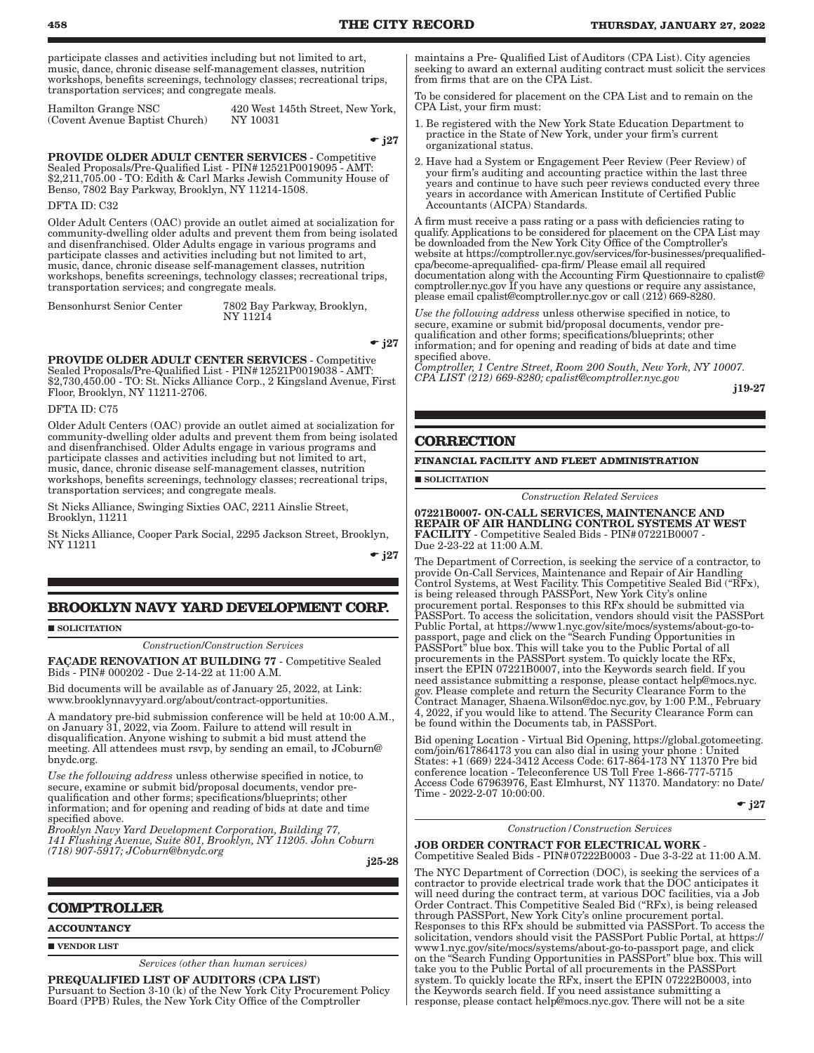participate classes and activities including but not limited to art, music, dance, chronic disease self-management classes, nutrition workshops, benefits screenings, technology classes; recreational trips, transportation services; and congregate meals.

| Hamilton Grange NSC (Covent Avenue Baptist Church) | 420 West 145th Street, New York, NY 10031 |
|---|---|

☛ j27

**PROVIDE OLDER ADULT CENTER SERVICES** - Competitive Sealed Proposals/Pre-Qualified List - PIN# 12521P0019095 - AMT: $2,211,705.00 - TO: Edith & Carl Marks Jewish Community House of Benso, 7802 Bay Parkway, Brooklyn, NY 11214-1508.

DFTA ID: C32

Older Adult Centers (OAC) provide an outlet aimed at socialization for community-dwelling older adults and prevent them from being isolated and disenfranchised. Older Adults engage in various programs and participate classes and activities including but not limited to art, music, dance, chronic disease self-management classes, nutrition workshops, benefits screenings, technology classes; recreational trips, transportation services; and congregate meals.

| Bensonhurst Senior Center | 7802 Bay Parkway, Brooklyn, NY 11214 |
|---|---|

☛ j27

**PROVIDE OLDER ADULT CENTER SERVICES** - Competitive Sealed Proposals/Pre-Qualified List - PIN# 12521P0019038 - AMT: $2,730,450.00 - TO: St. Nicks Alliance Corp., 2 Kingsland Avenue, First Floor, Brooklyn, NY 11211-2706.

DFTA ID: C75

Older Adult Centers (OAC) provide an outlet aimed at socialization for community-dwelling older adults and prevent them from being isolated and disenfranchised. Older Adults engage in various programs and participate classes and activities including but not limited to art, music, dance, chronic disease self-management classes, nutrition workshops, benefits screenings, technology classes; recreational trips, transportation services; and congregate meals.

St Nicks Alliance, Swinging Sixties OAC, 2211 Ainslie Street, Brooklyn, 11211

St Nicks Alliance, Cooper Park Social, 2295 Jackson Street, Brooklyn, NY 11211

☛ j27

## BROOKLYN NAVY YARD DEVELOPMENT CORP.

■ **SOLICITATION**

*Construction/Construction Services*

**FAÇADE RENOVATION AT BUILDING 77** - Competitive Sealed Bids - PIN# 000202 - Due 2-14-22 at 11:00 A.M.

Bid documents will be available as of January 25, 2022, at Link: www.brooklynnavyyard.org/about/contract-opportunities.

A mandatory pre-bid submission conference will be held at 10:00 A.M., on January 31, 2022, via Zoom. Failure to attend will result in disqualification. Anyone wishing to submit a bid must attend the meeting. All attendees must rsvp, by sending an email, to JCoburn@bnydc.org.

*Use the following address* unless otherwise specified in notice, to secure, examine or submit bid/proposal documents, vendor pre-qualification and other forms; specifications/blueprints; other information; and for opening and reading of bids at date and time specified above.
*Brooklyn Navy Yard Development Corporation, Building 77, 141 Flushing Avenue, Suite 801, Brooklyn, NY 11205. John Coburn (718) 907-5917; JCoburn@bnydc.org*

j25-28

## COMPTROLLER

**ACCOUNTANCY**

■ **VENDOR LIST**

*Services (other than human services)*

**PREQUALIFIED LIST OF AUDITORS (CPA LIST)**
Pursuant to Section 3-10 (k) of the New York City Procurement Policy Board (PPB) Rules, the New York City Office of the Comptroller maintains a Pre- Qualified List of Auditors (CPA List). City agencies seeking to award an external auditing contract must solicit the services from firms that are on the CPA List.

To be considered for placement on the CPA List and to remain on the CPA List, your firm must:

1. Be registered with the New York State Education Department to practice in the State of New York, under your firm's current organizational status.
2. Have had a System or Engagement Peer Review (Peer Review) of your firm's auditing and accounting practice within the last three years and continue to have such peer reviews conducted every three years in accordance with American Institute of Certified Public Accountants (AICPA) Standards.

A firm must receive a pass rating or a pass with deficiencies rating to qualify. Applications to be considered for placement on the CPA List may be downloaded from the New York City Office of the Comptroller's website at https://comptroller.nyc.gov/services/for-businesses/prequalified-cpa/become-aprequalified- cpa-firm/ Please email all required documentation along with the Accounting Firm Questionnaire to cpalist@comptroller.nyc.gov If you have any questions or require any assistance, please email cpalist@comptroller.nyc.gov or call (212) 669-8280.

*Use the following address* unless otherwise specified in notice, to secure, examine or submit bid/proposal documents, vendor pre-qualification and other forms; specifications/blueprints; other information; and for opening and reading of bids at date and time specified above.
*Comptroller, 1 Centre Street, Room 200 South, New York, NY 10007. CPA LIST (212) 669-8280; cpalist@comptroller.nyc.gov*

j19-27

## CORRECTION

**FINANCIAL FACILITY AND FLEET ADMINISTRATION**

■ **SOLICITATION**

*Construction Related Services*

**07221B0007- ON-CALL SERVICES, MAINTENANCE AND REPAIR OF AIR HANDLING CONTROL SYSTEMS AT WEST FACILITY** - Competitive Sealed Bids - PIN# 07221B0007 - Due 2-23-22 at 11:00 A.M.

The Department of Correction, is seeking the service of a contractor, to provide On-Call Services, Maintenance and Repair of Air Handling Control Systems, at West Facility. This Competitive Sealed Bid ("RFx), is being released through PASSPort, New York City's online procurement portal. Responses to this RFx should be submitted via PASSPort. To access the solicitation, vendors should visit the PASSPort Public Portal, at https://www1.nyc.gov/site/mocs/systems/about-go-to-passport, page and click on the "Search Funding Opportunities in PASSPort" blue box. This will take you to the Public Portal of all procurements in the PASSPort system. To quickly locate the RFx, insert the EPIN 07221B0007, into the Keywords search field. If you need assistance submitting a response, please contact help@mocs.nyc.gov. Please complete and return the Security Clearance Form to the Contract Manager, Shaena.Wilson@doc.nyc.gov, by 1:00 P.M., February 4, 2022, if you would like to attend. The Security Clearance Form can be found within the Documents tab, in PASSPort.

Bid opening Location - Virtual Bid Opening, https://global.gotomeeting.com/join/617864173 you can also dial in using your phone : United States: +1 (669) 224-3412 Access Code: 617-864-173 NY 11370 Pre bid conference location - Teleconference US Toll Free 1-866-777-5715 Access Code 67963976, East Elmhurst, NY 11370. Mandatory: no Date/Time - 2022-2-07 10:00:00.

☛ j27

*Construction/Construction Services*

**JOB ORDER CONTRACT FOR ELECTRICAL WORK** - Competitive Sealed Bids - PIN# 07222B0003 - Due 3-3-22 at 11:00 A.M.

The NYC Department of Correction (DOC), is seeking the services of a contractor to provide electrical trade work that the DOC anticipates it will need during the contract term, at various DOC facilities, via a Job Order Contract. This Competitive Sealed Bid ("RFx"), is being released through PASSPort, New York City's online procurement portal. Responses to this RFx should be submitted via PASSPort. To access the solicitation, vendors should visit the PASSPort Public Portal, at https://www1.nyc.gov/site/mocs/systems/about-go-to-passport page, and click on the "Search Funding Opportunities in PASSPort" blue box. This will take you to the Public Portal of all procurements in the PASSPort system. To quickly locate the RFx, insert the EPIN 07222B0003, into the Keywords search field. If you need assistance submitting a response, please contact help@mocs.nyc.gov. There will not be a site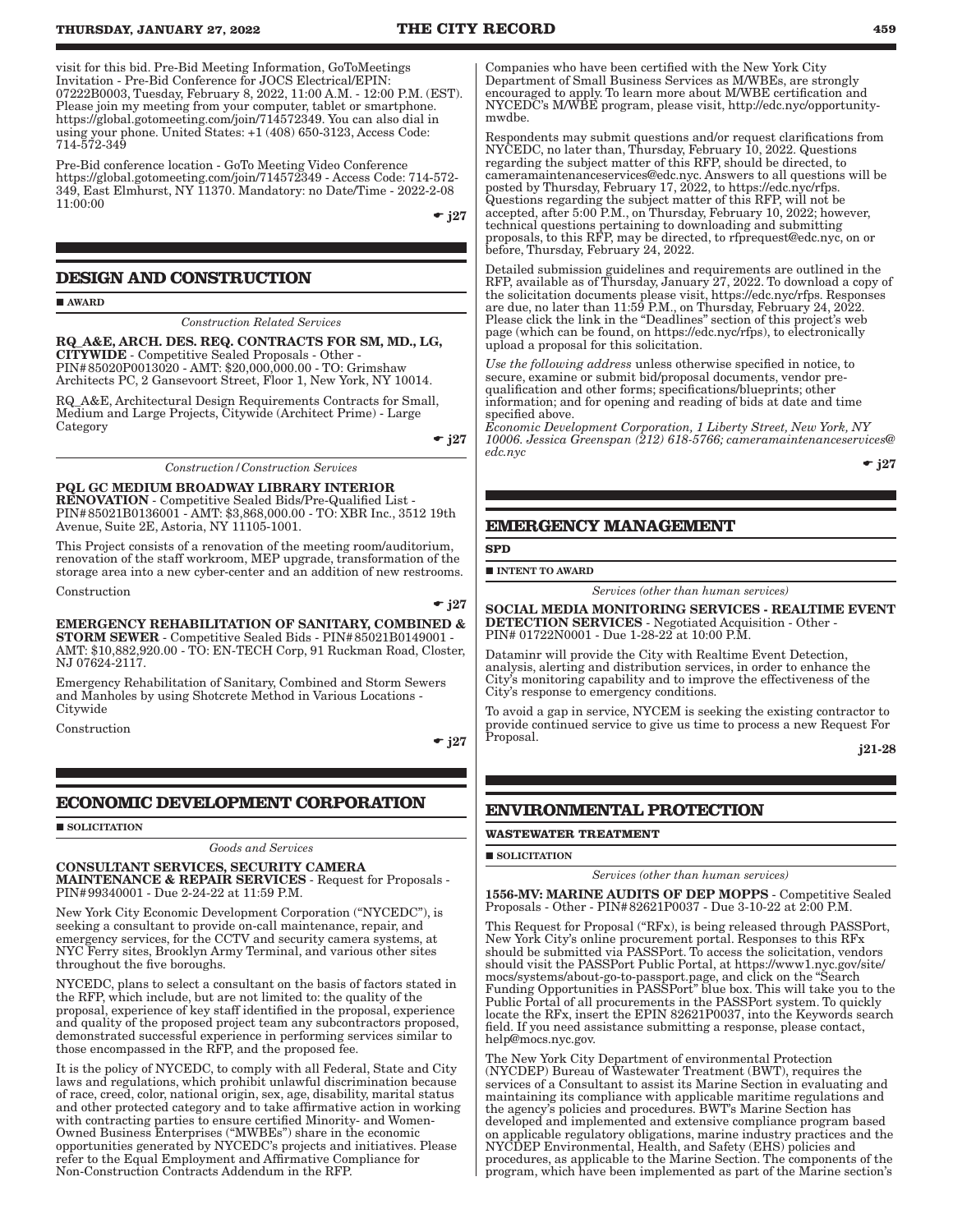visit for this bid. Pre-Bid Meeting Information, GoToMeetings Invitation - Pre-Bid Conference for JOCS Electrical/EPIN: 07222B0003, Tuesday, February 8, 2022, 11:00 A.M. - 12:00 P.M. (EST). Please join my meeting from your computer, tablet or smartphone. https://global.gotomeeting.com/join/714572349. You can also dial in using your phone. United States: +1 (408) 650-3123, Access Code: 714-572-349

Pre-Bid conference location - GoTo Meeting Video Conference https://global.gotomeeting.com/join/714572349 - Access Code: 714-572-349, East Elmhurst, NY 11370. Mandatory: no Date/Time - 2022-2-08 11:00:00

☛ j27

## DESIGN AND CONSTRUCTION

■ AWARD

*Construction Related Services*

**RQ_A&E, ARCH. DES. REQ. CONTRACTS FOR SM, MD., LG, CITYWIDE** - Competitive Sealed Proposals - Other - PIN#85020P0013020 - AMT: $20,000,000.00 - TO: Grimshaw Architects PC, 2 Gansevoort Street, Floor 1, New York, NY 10014.

RQ_A&E, Architectural Design Requirements Contracts for Small, Medium and Large Projects, Citywide (Architect Prime) - Large Category

☛ j27

*Construction/Construction Services*

**PQL GC MEDIUM BROADWAY LIBRARY INTERIOR RENOVATION** - Competitive Sealed Bids/Pre-Qualified List - PIN#85021B0136001 - AMT: $3,868,000.00 - TO: XBR Inc., 3512 19th Avenue, Suite 2E, Astoria, NY 11105-1001.

This Project consists of a renovation of the meeting room/auditorium, renovation of the staff workroom, MEP upgrade, transformation of the storage area into a new cyber-center and an addition of new restrooms.

Construction

☛ j27

**EMERGENCY REHABILITATION OF SANITARY, COMBINED & STORM SEWER** - Competitive Sealed Bids - PIN#85021B0149001 - AMT: $10,882,920.00 - TO: EN-TECH Corp, 91 Ruckman Road, Closter, NJ 07624-2117.

Emergency Rehabilitation of Sanitary, Combined and Storm Sewers and Manholes by using Shotcrete Method in Various Locations - Citywide

Construction

☛ j27

## ECONOMIC DEVELOPMENT CORPORATION

■ SOLICITATION

*Goods and Services*

**CONSULTANT SERVICES, SECURITY CAMERA MAINTENANCE & REPAIR SERVICES** - Request for Proposals - PIN#99340001 - Due 2-24-22 at 11:59 P.M.

New York City Economic Development Corporation ("NYCEDC"), is seeking a consultant to provide on-call maintenance, repair, and emergency services, for the CCTV and security camera systems, at NYC Ferry sites, Brooklyn Army Terminal, and various other sites throughout the five boroughs.

NYCEDC, plans to select a consultant on the basis of factors stated in the RFP, which include, but are not limited to: the quality of the proposal, experience of key staff identified in the proposal, experience and quality of the proposed project team any subcontractors proposed, demonstrated successful experience in performing services similar to those encompassed in the RFP, and the proposed fee.

It is the policy of NYCEDC, to comply with all Federal, State and City laws and regulations, which prohibit unlawful discrimination because of race, creed, color, national origin, sex, age, disability, marital status and other protected category and to take affirmative action in working with contracting parties to ensure certified Minority- and Women-Owned Business Enterprises ("MWBEs") share in the economic opportunities generated by NYCEDC's projects and initiatives. Please refer to the Equal Employment and Affirmative Compliance for Non-Construction Contracts Addendum in the RFP.

Companies who have been certified with the New York City Department of Small Business Services as M/WBEs, are strongly encouraged to apply. To learn more about M/WBE certification and NYCEDC's M/WBE program, please visit, http://edc.nyc/opportunity-mwdbe.

Respondents may submit questions and/or request clarifications from NYCEDC, no later than, Thursday, February 10, 2022. Questions regarding the subject matter of this RFP, should be directed, to cameramaintenanceservices@edc.nyc. Answers to all questions will be posted by Thursday, February 17, 2022, to https://edc.nyc/rfps. Questions regarding the subject matter of this RFP, will not be accepted, after 5:00 P.M., on Thursday, February 10, 2022; however, technical questions pertaining to downloading and submitting proposals, to this RFP, may be directed, to rfprequest@edc.nyc, on or before, Thursday, February 24, 2022.

Detailed submission guidelines and requirements are outlined in the RFP, available as of Thursday, January 27, 2022. To download a copy of the solicitation documents please visit, https://edc.nyc/rfps. Responses are due, no later than 11:59 P.M., on Thursday, February 24, 2022. Please click the link in the "Deadlines" section of this project's web page (which can be found, on https://edc.nyc/rfps), to electronically upload a proposal for this solicitation.

*Use the following address* unless otherwise specified in notice, to secure, examine or submit bid/proposal documents, vendor pre-qualification and other forms; specifications/blueprints; other information; and for opening and reading of bids at date and time specified above.

*Economic Development Corporation, 1 Liberty Street, New York, NY 10006. Jessica Greenspan (212) 618-5766; cameramaintenanceservices@edc.nyc*

☛ j27

## EMERGENCY MANAGEMENT

**SPD**

■ INTENT TO AWARD

*Services (other than human services)*

**SOCIAL MEDIA MONITORING SERVICES - REALTIME EVENT DETECTION SERVICES** - Negotiated Acquisition - Other - PIN# 01722N0001 - Due 1-28-22 at 10:00 P.M.

Dataminr will provide the City with Realtime Event Detection, analysis, alerting and distribution services, in order to enhance the City's monitoring capability and to improve the effectiveness of the City's response to emergency conditions.

To avoid a gap in service, NYCEM is seeking the existing contractor to provide continued service to give us time to process a new Request For Proposal.

j21-28

## ENVIRONMENTAL PROTECTION

**WASTEWATER TREATMENT**

■ SOLICITATION

*Services (other than human services)*

**1556-MV: MARINE AUDITS OF DEP MOPPS** - Competitive Sealed Proposals - Other - PIN#82621P0037 - Due 3-10-22 at 2:00 P.M.

This Request for Proposal ("RFx), is being released through PASSPort, New York City's online procurement portal. Responses to this RFx should be submitted via PASSPort. To access the solicitation, vendors should visit the PASSPort Public Portal, at https://www1.nyc.gov/site/mocs/systems/about-go-to-passport.page, and click on the "Search Funding Opportunities in PASSPort" blue box. This will take you to the Public Portal of all procurements in the PASSPort system. To quickly locate the RFx, insert the EPIN 82621P0037, into the Keywords search field. If you need assistance submitting a response, please contact, help@mocs.nyc.gov.

The New York City Department of environmental Protection (NYCDEP) Bureau of Wastewater Treatment (BWT), requires the services of a Consultant to assist its Marine Section in evaluating and maintaining its compliance with applicable maritime regulations and the agency's policies and procedures. BWT's Marine Section has developed and implemented and extensive compliance program based on applicable regulatory obligations, marine industry practices and the NYCDEP Environmental, Health, and Safety (EHS) policies and procedures, as applicable to the Marine Section. The components of the program, which have been implemented as part of the Marine section's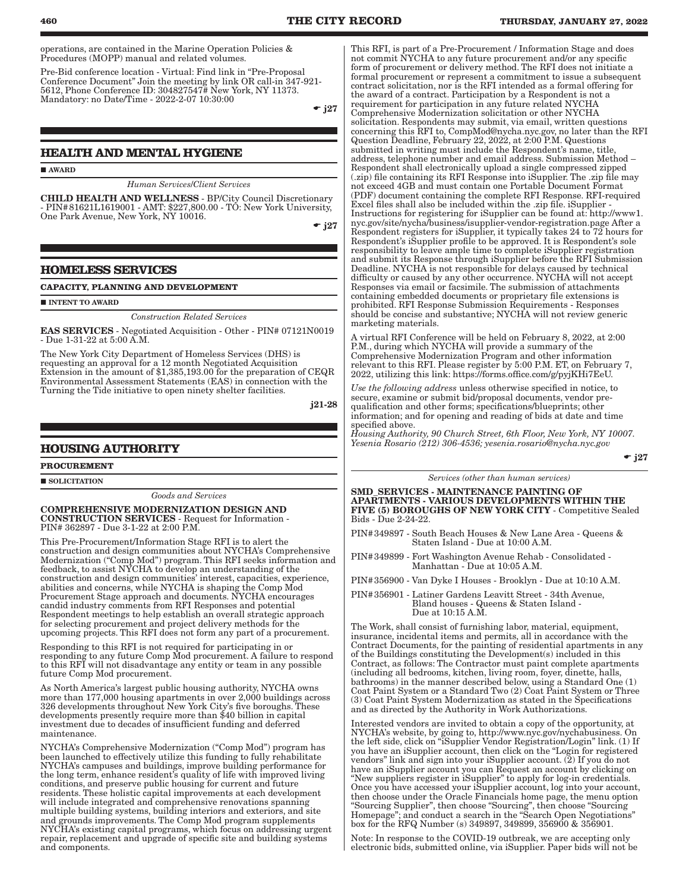operations, are contained in the Marine Operation Policies & Procedures (MOPP) manual and related volumes.

Pre-Bid conference location - Virtual: Find link in "Pre-Proposal Conference Document" Join the meeting by link OR call-in 347-921-5612, Phone Conference ID: 304827547# New York, NY 11373. Mandatory: no Date/Time - 2022-2-07 10:30:00

☛ j27

## HEALTH AND MENTAL HYGIENE

■ AWARD

*Human Services/Client Services*

**CHILD HEALTH AND WELLNESS** - BP/City Council Discretionary - PIN#81621L1619001 - AMT: $227,800.00 - TO: New York University, One Park Avenue, New York, NY 10016.

☛ j27

## HOMELESS SERVICES

### CAPACITY, PLANNING AND DEVELOPMENT

■ INTENT TO AWARD

*Construction Related Services*

**EAS SERVICES** - Negotiated Acquisition - Other - PIN# 07121N0019 - Due 1-31-22 at 5:00 A.M.

The New York City Department of Homeless Services (DHS) is requesting an approval for a 12 month Negotiated Acquisition Extension in the amount of $1,385,193.00 for the preparation of CEQR Environmental Assessment Statements (EAS) in connection with the Turning the Tide initiative to open ninety shelter facilities.

j21-28

## HOUSING AUTHORITY

### PROCUREMENT

■ SOLICITATION

*Goods and Services*

**COMPREHENSIVE MODERNIZATION DESIGN AND CONSTRUCTION SERVICES** - Request for Information - PIN# 362897 - Due 3-1-22 at 2:00 P.M.

This Pre-Procurement/Information Stage RFI is to alert the construction and design communities about NYCHA's Comprehensive Modernization ("Comp Mod") program. This RFI seeks information and feedback, to assist NYCHA to develop an understanding of the construction and design communities' interest, capacities, experience, abilities and concerns, while NYCHA is shaping the Comp Mod Procurement Stage approach and documents. NYCHA encourages candid industry comments from RFI Responses and potential Respondent meetings to help establish an overall strategic approach for selecting procurement and project delivery methods for the upcoming projects. This RFI does not form any part of a procurement.

Responding to this RFI is not required for participating in or responding to any future Comp Mod procurement. A failure to respond to this RFI will not disadvantage any entity or team in any possible future Comp Mod procurement.

As North America's largest public housing authority, NYCHA owns more than 177,000 housing apartments in over 2,000 buildings across 326 developments throughout New York City's five boroughs. These developments presently require more than $40 billion in capital investment due to decades of insufficient funding and deferred maintenance.

NYCHA's Comprehensive Modernization ("Comp Mod") program has been launched to effectively utilize this funding to fully rehabilitate NYCHA's campuses and buildings, improve building performance for the long term, enhance resident's quality of life with improved living conditions, and preserve public housing for current and future residents. These holistic capital improvements at each development will include integrated and comprehensive renovations spanning multiple building systems, building interiors and exteriors, and site and grounds improvements. The Comp Mod program supplements NYCHA's existing capital programs, which focus on addressing urgent repair, replacement and upgrade of specific site and building systems and components.

This RFI, is part of a Pre-Procurement / Information Stage and does not commit NYCHA to any future procurement and/or any specific form of procurement or delivery method. The RFI does not initiate a formal procurement or represent a commitment to issue a subsequent contract solicitation, nor is the RFI intended as a formal offering for the award of a contract. Participation by a Respondent is not a requirement for participation in any future related NYCHA Comprehensive Modernization solicitation or other NYCHA solicitation. Respondents may submit, via email, written questions concerning this RFI to, CompMod@nycha.nyc.gov, no later than the RFI Question Deadline, February 22, 2022, at 2:00 P.M. Questions submitted in writing must include the Respondent's name, title, address, telephone number and email address. Submission Method – Respondent shall electronically upload a single compressed zipped (.zip) file containing its RFI Response into iSupplier. The .zip file may not exceed 4GB and must contain one Portable Document Format (PDF) document containing the complete RFI Response. RFI-required Excel files shall also be included within the .zip file. iSupplier - Instructions for registering for iSupplier can be found at: http://www1.nyc.gov/site/nycha/business/isupplier-vendor-registration.page After a Respondent registers for iSupplier, it typically takes 24 to 72 hours for Respondent's iSupplier profile to be approved. It is Respondent's sole responsibility to leave ample time to complete iSupplier registration and submit its Response through iSupplier before the RFI Submission Deadline. NYCHA is not responsible for delays caused by technical difficulty or caused by any other occurrence. NYCHA will not accept Responses via email or facsimile. The submission of attachments containing embedded documents or proprietary file extensions is prohibited. RFI Response Submission Requirements - Responses should be concise and substantive; NYCHA will not review generic marketing materials.

A virtual RFI Conference will be held on February 8, 2022, at 2:00 P.M., during which NYCHA will provide a summary of the Comprehensive Modernization Program and other information relevant to this RFI. Please register by 5:00 P.M. ET, on February 7, 2022, utilizing this link: https://forms.office.com/g/pyjKHi7EeU.

*Use the following address* unless otherwise specified in notice, to secure, examine or submit bid/proposal documents, vendor pre-qualification and other forms; specifications/blueprints; other information; and for opening and reading of bids at date and time specified above.

*Housing Authority, 90 Church Street, 6th Floor, New York, NY 10007. Yesenia Rosario (212) 306-4536; yesenia.rosario@nycha.nyc.gov*

☛ j27

*Services (other than human services)*

**SMD_SERVICES - MAINTENANCE PAINTING OF APARTMENTS - VARIOUS DEVELOPMENTS WITHIN THE FIVE (5) BOROUGHS OF NEW YORK CITY** - Competitive Sealed Bids - Due 2-24-22.

PIN#349897 - South Beach Houses & New Lane Area - Queens & Staten Island - Due at 10:00 A.M.

PIN#349899 - Fort Washington Avenue Rehab - Consolidated - Manhattan - Due at 10:05 A.M.

PIN#356900 - Van Dyke I Houses - Brooklyn - Due at 10:10 A.M.

PIN#356901 - Latiner Gardens Leavitt Street - 34th Avenue, Bland houses - Queens & Staten Island - Due at 10:15 A.M.

The Work, shall consist of furnishing labor, material, equipment, insurance, incidental items and permits, all in accordance with the Contract Documents, for the painting of residential apartments in any of the Buildings constituting the Development(s) included in this Contract, as follows: The Contractor must paint complete apartments (including all bedrooms, kitchen, living room, foyer, dinette, halls, bathrooms) in the manner described below, using a Standard One (1) Coat Paint System or a Standard Two (2) Coat Paint System or Three (3) Coat Paint System Modernization as stated in the Specifications and as directed by the Authority in Work Authorizations.

Interested vendors are invited to obtain a copy of the opportunity, at NYCHA's website, by going to, http://www.nyc.gov/nychabusiness. On the left side, click on "iSupplier Vendor Registration/Login" link. (1) If you have an iSupplier account, then click on the "Login for registered vendors" link and sign into your iSupplier account. (2) If you do not have an iSupplier account you can Request an account by clicking on "New suppliers register in iSupplier" to apply for log-in credentials. Once you have accessed your iSupplier account, log into your account, then choose under the Oracle Financials home page, the menu option "Sourcing Supplier", then choose "Sourcing", then choose "Sourcing Homepage"; and conduct a search in the "Search Open Negotiations" box for the RFQ Number (s) 349897, 349899, 356900 & 356901.

Note: In response to the COVID-19 outbreak, we are accepting only electronic bids, submitted online, via iSupplier. Paper bids will not be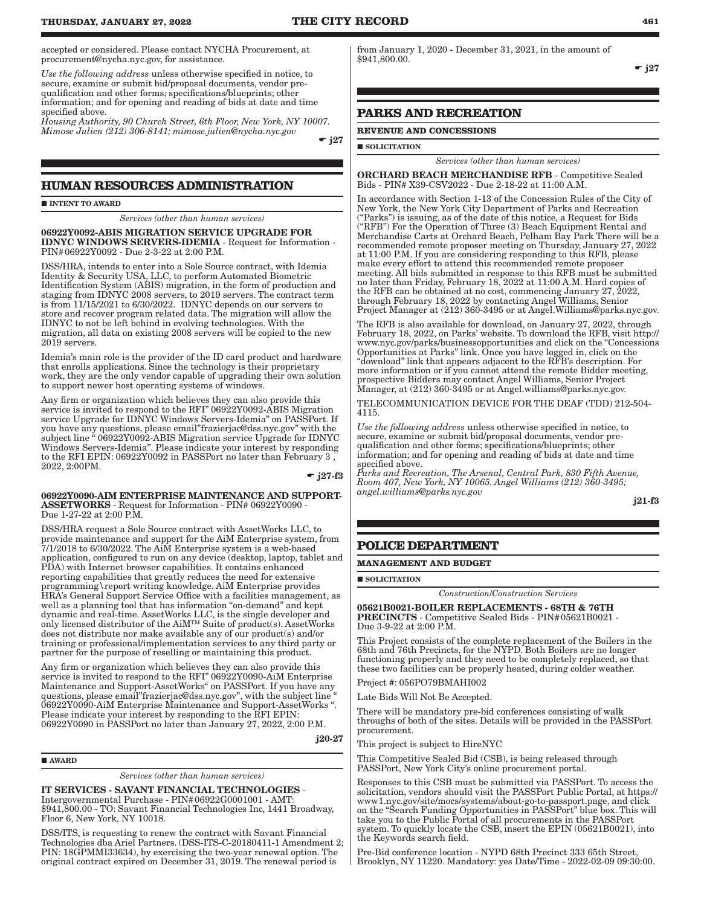accepted or considered. Please contact NYCHA Procurement, at procurement@nycha.nyc.gov, for assistance.

*Use the following address* unless otherwise specified in notice, to secure, examine or submit bid/proposal documents, vendor pre-qualification and other forms; specifications/blueprints; other information; and for opening and reading of bids at date and time specified above.

*Housing Authority, 90 Church Street, 6th Floor, New York, NY 10007. Mimose Julien (212) 306-8141; mimose.julien@nycha.nyc.gov*

☛ j27

## HUMAN RESOURCES ADMINISTRATION

■ **INTENT TO AWARD**

*Services (other than human services)*

**06922Y0092-ABIS MIGRATION SERVICE UPGRADE FOR IDNYC WINDOWS SERVERS-IDEMIA** - Request for Information - PIN#06922Y0092 - Due 2-3-22 at 2:00 P.M.

DSS/HRA, intends to enter into a Sole Source contract, with Idemia Identity & Security USA, LLC, to perform Automated Biometric Identification System (ABIS) migration, in the form of production and staging from IDNYC 2008 servers, to 2019 servers. The contract term is from 11/15/2021 to 6/30/2022. IDNYC depends on our servers to store and recover program related data. The migration will allow the IDNYC to not be left behind in evolving technologies. With the migration, all data on existing 2008 servers will be copied to the new 2019 servers.

Idemia's main role is the provider of the ID card product and hardware that enrolls applications. Since the technology is their proprietary work, they are the only vendor capable of upgrading their own solution to support newer host operating systems of windows.

Any firm or organization which believes they can also provide this service is invited to respond to the RFI" 06922Y0092-ABIS Migration service Upgrade for IDNYC Windows Servers-Idemia" on PASSPort. If you have any questions, please email"frazierjac@dss.nyc.gov" with the subject line " 06922Y0092-ABIS Migration service Upgrade for IDNYC Windows Servers-Idemia". Please indicate your interest by responding to the RFI EPIN: 06922Y0092 in PASSPort no later than February 3 , 2022, 2:00PM.

☛ j27-f3

**06922Y0090-AIM ENTERPRISE MAINTENANCE AND SUPPORT-ASSETWORKS** - Request for Information - PIN# 06922Y0090 - Due 1-27-22 at 2:00 P.M.

DSS/HRA request a Sole Source contract with AssetWorks LLC, to provide maintenance and support for the AiM Enterprise system, from 7/1/2018 to 6/30/2022. The AiM Enterprise system is a web-based application, configured to run on any device (desktop, laptop, tablet and PDA) with Internet browser capabilities. It contains enhanced reporting capabilities that greatly reduces the need for extensive programming\report writing knowledge. AiM Enterprise provides HRA's General Support Service Office with a facilities management, as well as a planning tool that has information "on-demand" and kept dynamic and real-time. AssetWorks LLC, is the single developer and only licensed distributor of the AiM™ Suite of product(s). AssetWorks does not distribute nor make available any of our product(s) and/or training or professional/implementation services to any third party or partner for the purpose of reselling or maintaining this product.

Any firm or organization which believes they can also provide this service is invited to respond to the RFI" 06922Y0090-AiM Enterprise Maintenance and Support-AssetWorks" on PASSPort. If you have any questions, please email"frazierjac@dss.nyc.gov", with the subject line " 06922Y0090-AiM Enterprise Maintenance and Support-AssetWorks ". Please indicate your interest by responding to the RFI EPIN: 06922Y0090 in PASSPort no later than January 27, 2022, 2:00 P.M.

j20-27

■ **AWARD**

*Services (other than human services)*

**IT SERVICES - SAVANT FINANCIAL TECHNOLOGIES** - Intergovernmental Purchase - PIN#06922G0001001 - AMT: $941,800.00 - TO: Savant Financial Technologies Inc, 1441 Broadway, Floor 6, New York, NY 10018.

DSS/ITS, is requesting to renew the contract with Savant Financial Technologies dba Ariel Partners. (DSS-ITS-C-20180411-1 Amendment 2; PIN: 18GPMMI33634), by exercising the two-year renewal option. The original contract expired on December 31, 2019. The renewal period is from January 1, 2020 - December 31, 2021, in the amount of $941,800.00.

☛ j27

## PARKS AND RECREATION

**REVENUE AND CONCESSIONS**

■ **SOLICITATION**

*Services (other than human services)*

**ORCHARD BEACH MERCHANDISE RFB** - Competitive Sealed Bids - PIN# X39-CSV2022 - Due 2-18-22 at 11:00 A.M.

In accordance with Section 1-13 of the Concession Rules of the City of New York, the New York City Department of Parks and Recreation ("Parks") is issuing, as of the date of this notice, a Request for Bids ("RFB") For the Operation of Three (3) Beach Equipment Rental and Merchandise Carts at Orchard Beach, Pelham Bay Park There will be a recommended remote proposer meeting on Thursday, January 27, 2022 at 11:00 P.M. If you are considering responding to this RFB, please make every effort to attend this recommended remote proposer meeting. All bids submitted in response to this RFB must be submitted no later than Friday, February 18, 2022 at 11:00 A.M. Hard copies of the RFB can be obtained at no cost, commencing January 27, 2022, through February 18, 2022 by contacting Angel Williams, Senior Project Manager at (212) 360-3495 or at Angel.Williams@parks.nyc.gov.

The RFB is also available for download, on January 27, 2022, through February 18, 2022, on Parks' website. To download the RFB, visit http://www.nyc.gov/parks/businessopportunities and click on the "Concessions Opportunities at Parks" link. Once you have logged in, click on the "download" link that appears adjacent to the RFB's description. For more information or if you cannot attend the remote Bidder meeting, prospective Bidders may contact Angel Williams, Senior Project Manager, at (212) 360-3495 or at Angel.williams@parks.nyc.gov.

TELECOMMUNICATION DEVICE FOR THE DEAF (TDD) 212-504-4115.

*Use the following address* unless otherwise specified in notice, to secure, examine or submit bid/proposal documents, vendor pre-qualification and other forms; specifications/blueprints; other information; and for opening and reading of bids at date and time specified above.

*Parks and Recreation, The Arsenal, Central Park, 830 Fifth Avenue, Room 407, New York, NY 10065. Angel Williams (212) 360-3495; angel.williams@parks.nyc.gov*

j21-f3

## POLICE DEPARTMENT

**MANAGEMENT AND BUDGET**

■ **SOLICITATION**

*Construction/Construction Services*

**05621B0021-BOILER REPLACEMENTS - 68TH & 76TH PRECINCTS** - Competitive Sealed Bids - PIN#05621B0021 - Due 3-9-22 at 2:00 P.M.

This Project consists of the complete replacement of the Boilers in the 68th and 76th Precincts, for the NYPD. Both Boilers are no longer functioning properly and they need to be completely replaced, so that these two facilities can be properly heated, during colder weather.

Project #: 056PO79BMAHI002

Late Bids Will Not Be Accepted.

There will be mandatory pre-bid conferences consisting of walk throughs of both of the sites. Details will be provided in the PASSPort procurement.

This project is subject to HireNYC

This Competitive Sealed Bid (CSB), is being released through PASSPort, New York City's online procurement portal.

Responses to this CSB must be submitted via PASSPort. To access the solicitation, vendors should visit the PASSPort Public Portal, at https://www1.nyc.gov/site/mocs/systems/about-go-to-passport.page, and click on the "Search Funding Opportunities in PASSPort" blue box. This will take you to the Public Portal of all procurements in the PASSPort system. To quickly locate the CSB, insert the EPIN (05621B0021), into the Keywords search field.

Pre-Bid conference location - NYPD 68th Precinct 333 65th Street, Brooklyn, NY 11220. Mandatory: yes Date/Time - 2022-02-09 09:30:00.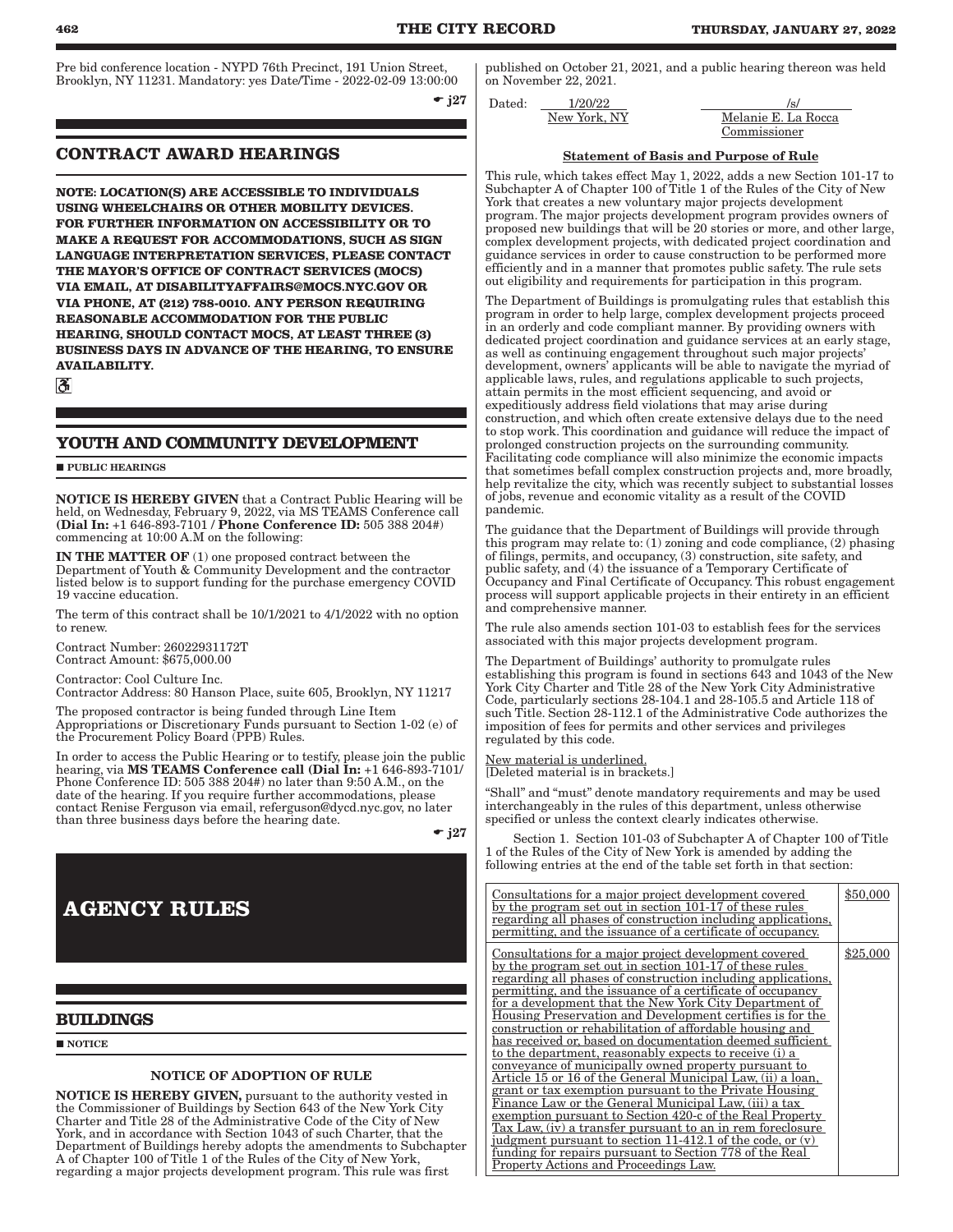Pre bid conference location - NYPD 76th Precinct, 191 Union Street, Brooklyn, NY 11231. Mandatory: yes Date/Time - 2022-02-09 13:00:00

☛ j27

## CONTRACT AWARD HEARINGS

**NOTE: LOCATION(S) ARE ACCESSIBLE TO INDIVIDUALS USING WHEELCHAIRS OR OTHER MOBILITY DEVICES. FOR FURTHER INFORMATION ON ACCESSIBILITY OR TO MAKE A REQUEST FOR ACCOMMODATIONS, SUCH AS SIGN LANGUAGE INTERPRETATION SERVICES, PLEASE CONTACT THE MAYOR'S OFFICE OF CONTRACT SERVICES (MOCS) VIA EMAIL, AT DISABILITYAFFAIRS@MOCS.NYC.GOV OR VIA PHONE, AT (212) 788-0010. ANY PERSON REQUIRING REASONABLE ACCOMMODATION FOR THE PUBLIC HEARING, SHOULD CONTACT MOCS, AT LEAST THREE (3) BUSINESS DAYS IN ADVANCE OF THE HEARING, TO ENSURE AVAILABILITY.**

### YOUTH AND COMMUNITY DEVELOPMENT

■ PUBLIC HEARINGS

**NOTICE IS HEREBY GIVEN** that a Contract Public Hearing will be held, on Wednesday, February 9, 2022, via MS TEAMS Conference call **(Dial In:** +1 646-893-7101 / **Phone Conference ID:** 505 388 204#) commencing at 10:00 A.M on the following:

**IN THE MATTER OF** (1) one proposed contract between the Department of Youth & Community Development and the contractor listed below is to support funding for the purchase emergency COVID 19 vaccine education.

The term of this contract shall be 10/1/2021 to 4/1/2022 with no option to renew.

Contract Number: 26022931172T
Contract Amount: $675,000.00

Contractor: Cool Culture Inc.
Contractor Address: 80 Hanson Place, suite 605, Brooklyn, NY 11217

The proposed contractor is being funded through Line Item Appropriations or Discretionary Funds pursuant to Section 1-02 (e) of the Procurement Policy Board (PPB) Rules.

In order to access the Public Hearing or to testify, please join the public hearing, via **MS TEAMS Conference call (Dial In:** +1 646-893-7101/ Phone Conference ID: 505 388 204#) no later than 9:50 A.M., on the date of the hearing. If you require further accommodations, please contact Renise Ferguson via email, referguson@dycd.nyc.gov, no later than three business days before the hearing date.

☛ j27

# AGENCY RULES

### BUILDINGS

■ NOTICE

#### NOTICE OF ADOPTION OF RULE

**NOTICE IS HEREBY GIVEN,** pursuant to the authority vested in the Commissioner of Buildings by Section 643 of the New York City Charter and Title 28 of the Administrative Code of the City of New York, and in accordance with Section 1043 of such Charter, that the Department of Buildings hereby adopts the amendments to Subchapter A of Chapter 100 of Title 1 of the Rules of the City of New York, regarding a major projects development program. This rule was first published on October 21, 2021, and a public hearing thereon was held on November 22, 2021.

Dated: 1/20/22
New York, NY

/s/
Melanie E. La Rocca
Commissioner

**Statement of Basis and Purpose of Rule**

This rule, which takes effect May 1, 2022, adds a new Section 101-17 to Subchapter A of Chapter 100 of Title 1 of the Rules of the City of New York that creates a new voluntary major projects development program. The major projects development program provides owners of proposed new buildings that will be 20 stories or more, and other large, complex development projects, with dedicated project coordination and guidance services in order to cause construction to be performed more efficiently and in a manner that promotes public safety. The rule sets out eligibility and requirements for participation in this program.

The Department of Buildings is promulgating rules that establish this program in order to help large, complex development projects proceed in an orderly and code compliant manner. By providing owners with dedicated project coordination and guidance services at an early stage, as well as continuing engagement throughout such major projects' development, owners' applicants will be able to navigate the myriad of applicable laws, rules, and regulations applicable to such projects, attain permits in the most efficient sequencing, and avoid or expeditiously address field violations that may arise during construction, and which often create extensive delays due to the need to stop work. This coordination and guidance will reduce the impact of prolonged construction projects on the surrounding community. Facilitating code compliance will also minimize the economic impacts that sometimes befall complex construction projects and, more broadly, help revitalize the city, which was recently subject to substantial losses of jobs, revenue and economic vitality as a result of the COVID pandemic.

The guidance that the Department of Buildings will provide through this program may relate to: (1) zoning and code compliance, (2) phasing of filings, permits, and occupancy, (3) construction, site safety, and public safety, and (4) the issuance of a Temporary Certificate of Occupancy and Final Certificate of Occupancy. This robust engagement process will support applicable projects in their entirety in an efficient and comprehensive manner.

The rule also amends section 101-03 to establish fees for the services associated with this major projects development program.

The Department of Buildings' authority to promulgate rules establishing this program is found in sections 643 and 1043 of the New York City Charter and Title 28 of the New York City Administrative Code, particularly sections 28-104.1 and 28-105.5 and Article 118 of such Title. Section 28-112.1 of the Administrative Code authorizes the imposition of fees for permits and other services and privileges regulated by this code.

New material is underlined.
[Deleted material is in brackets.]

"Shall" and "must" denote mandatory requirements and may be used interchangeably in the rules of this department, unless otherwise specified or unless the context clearly indicates otherwise.

Section 1. Section 101-03 of Subchapter A of Chapter 100 of Title 1 of the Rules of the City of New York is amended by adding the following entries at the end of the table set forth in that section:

| | |
|---|---|
| Consultations for a major project development covered by the program set out in section 101-17 of these rules regarding all phases of construction including applications, permitting, and the issuance of a certificate of occupancy. | $50,000 |
| Consultations for a major project development covered by the program set out in section 101-17 of these rules regarding all phases of construction including applications, permitting, and the issuance of a certificate of occupancy for a development that the New York City Department of Housing Preservation and Development certifies is for the construction or rehabilitation of affordable housing and has received or, based on documentation deemed sufficient to the department, reasonably expects to receive (i) a conveyance of municipally owned property pursuant to Article 15 or 16 of the General Municipal Law, (ii) a loan, grant or tax exemption pursuant to the Private Housing Finance Law or the General Municipal Law, (iii) a tax exemption pursuant to Section 420-c of the Real Property Tax Law, (iv) a transfer pursuant to an in rem foreclosure judgment pursuant to section 11-412.1 of the code, or (v) funding for repairs pursuant to Section 778 of the Real Property Actions and Proceedings Law. | $25,000 |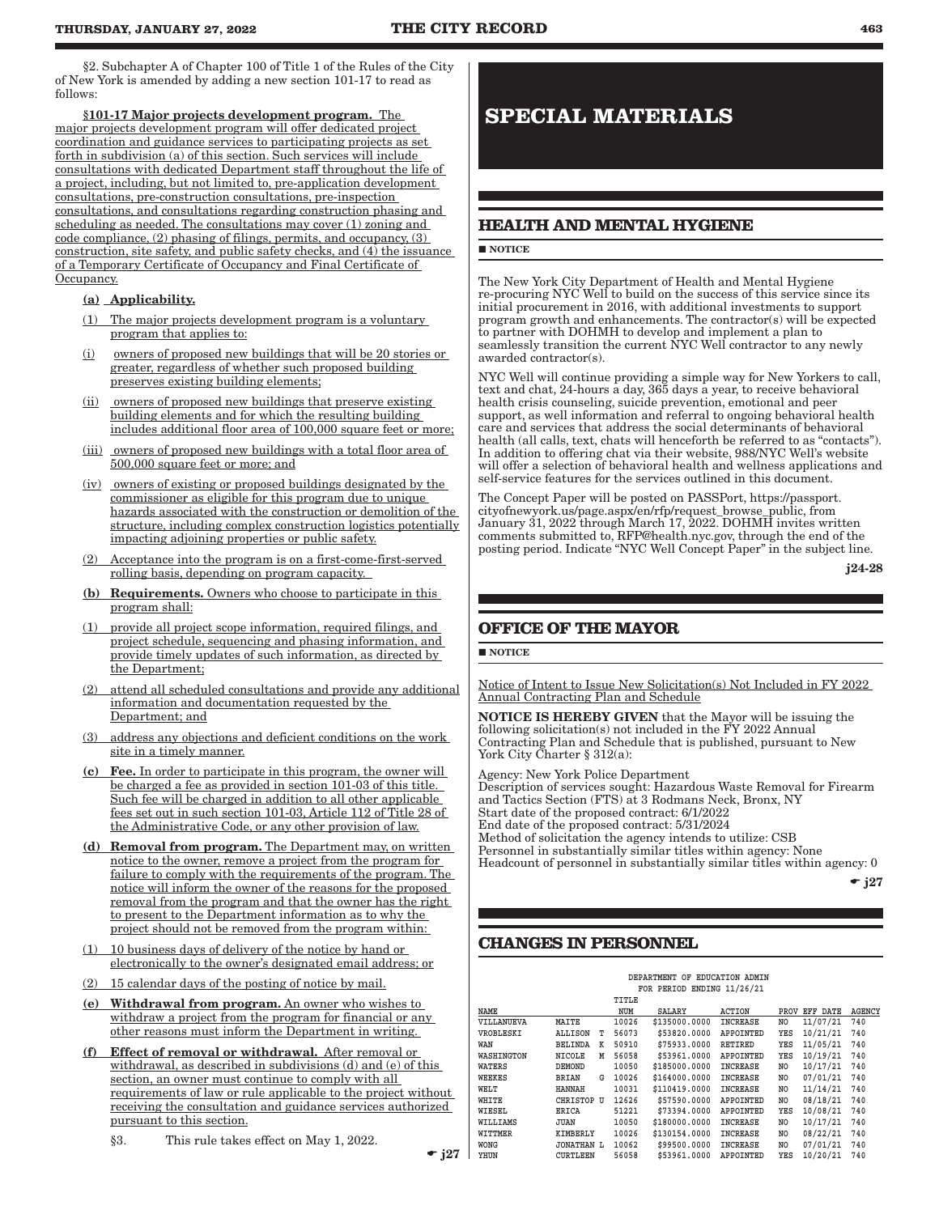§2. Subchapter A of Chapter 100 of Title 1 of the Rules of the City of New York is amended by adding a new section 101-17 to read as follows:

**§101-17 Major projects development program.** The major projects development program will offer dedicated project coordination and guidance services to participating projects as set forth in subdivision (a) of this section. Such services will include consultations with dedicated Department staff throughout the life of a project, including, but not limited to, pre-application development consultations, pre-construction consultations, pre-inspection consultations, and consultations regarding construction phasing and scheduling as needed. The consultations may cover (1) zoning and code compliance, (2) phasing of filings, permits, and occupancy, (3) construction, site safety, and public safety checks, and (4) the issuance of a Temporary Certificate of Occupancy and Final Certificate of Occupancy.

**(a) Applicability.**

(1) The major projects development program is a voluntary program that applies to:

(i) owners of proposed new buildings that will be 20 stories or greater, regardless of whether such proposed building preserves existing building elements;

(ii) owners of proposed new buildings that preserve existing building elements and for which the resulting building includes additional floor area of 100,000 square feet or more;

(iii) owners of proposed new buildings with a total floor area of 500,000 square feet or more; and

(iv) owners of existing or proposed buildings designated by the commissioner as eligible for this program due to unique hazards associated with the construction or demolition of the structure, including complex construction logistics potentially impacting adjoining properties or public safety.

(2) Acceptance into the program is on a first-come-first-served rolling basis, depending on program capacity.

**(b) Requirements.** Owners who choose to participate in this program shall:

(1) provide all project scope information, required filings, and project schedule, sequencing and phasing information, and provide timely updates of such information, as directed by the Department;

(2) attend all scheduled consultations and provide any additional information and documentation requested by the Department; and

(3) address any objections and deficient conditions on the work site in a timely manner.

**(c) Fee.** In order to participate in this program, the owner will be charged a fee as provided in section 101-03 of this title. Such fee will be charged in addition to all other applicable fees set out in such section 101-03, Article 112 of Title 28 of the Administrative Code, or any other provision of law.

**(d) Removal from program.** The Department may, on written notice to the owner, remove a project from the program for failure to comply with the requirements of the program. The notice will inform the owner of the reasons for the proposed removal from the program and that the owner has the right to present to the Department information as to why the project should not be removed from the program within:

(1) 10 business days of delivery of the notice by hand or electronically to the owner's designated email address; or

(2) 15 calendar days of the posting of notice by mail.

**(e) Withdrawal from program.** An owner who wishes to withdraw a project from the program for financial or any other reasons must inform the Department in writing.

**(f) Effect of removal or withdrawal.** After removal or withdrawal, as described in subdivisions (d) and (e) of this section, an owner must continue to comply with all requirements of law or rule applicable to the project without receiving the consultation and guidance services authorized pursuant to this section.

§3. This rule takes effect on May 1, 2022.

☛ j27

# SPECIAL MATERIALS

## HEALTH AND MENTAL HYGIENE

■ NOTICE

The New York City Department of Health and Mental Hygiene re-procuring NYC Well to build on the success of this service since its initial procurement in 2016, with additional investments to support program growth and enhancements. The contractor(s) will be expected to partner with DOHMH to develop and implement a plan to seamlessly transition the current NYC Well contractor to any newly awarded contractor(s).

NYC Well will continue providing a simple way for New Yorkers to call, text and chat, 24-hours a day, 365 days a year, to receive behavioral health crisis counseling, suicide prevention, emotional and peer support, as well information and referral to ongoing behavioral health care and services that address the social determinants of behavioral health (all calls, text, chats will henceforth be referred to as "contacts"). In addition to offering chat via their website, 988/NYC Well's website will offer a selection of behavioral health and wellness applications and self-service features for the services outlined in this document.

The Concept Paper will be posted on PASSPort, https://passport.cityofnewyork.us/page.aspx/en/rfp/request_browse_public, from January 31, 2022 through March 17, 2022. DOHMH invites written comments submitted to, RFP@health.nyc.gov, through the end of the posting period. Indicate "NYC Well Concept Paper" in the subject line.

j24-28

## OFFICE OF THE MAYOR

■ NOTICE

Notice of Intent to Issue New Solicitation(s) Not Included in FY 2022 Annual Contracting Plan and Schedule

**NOTICE IS HEREBY GIVEN** that the Mayor will be issuing the following solicitation(s) not included in the FY 2022 Annual Contracting Plan and Schedule that is published, pursuant to New York City Charter § 312(a):

Agency: New York Police Department
Description of services sought: Hazardous Waste Removal for Firearm and Tactics Section (FTS) at 3 Rodmans Neck, Bronx, NY
Start date of the proposed contract: 6/1/2022
End date of the proposed contract: 5/31/2024
Method of solicitation the agency intends to utilize: CSB
Personnel in substantially similar titles within agency: None
Headcount of personnel in substantially similar titles within agency: 0

☛ j27

## CHANGES IN PERSONNEL

DEPARTMENT OF EDUCATION ADMIN
FOR PERIOD ENDING 11/26/21

| NAME | | | TITLE NUM | SALARY | ACTION | PROV | EFF DATE | AGENCY |
|---|---|---|---|---|---|---|---|---|
| VILLANUEVA | MAITE | | 10026 | $135000.0000 | INCREASE | NO | 11/07/21 | 740 |
| VROBLESKI | ALLISON | T | 56073 | $53820.0000 | APPOINTED | YES | 10/21/21 | 740 |
| WAN | BELINDA | K | 50910 | $75933.0000 | RETIRED | YES | 11/05/21 | 740 |
| WASHINGTON | NICOLE | M | 56058 | $53961.0000 | APPOINTED | YES | 10/19/21 | 740 |
| WATERS | DEMOND | | 10050 | $185000.0000 | INCREASE | NO | 10/17/21 | 740 |
| WEEKES | BRIAN | G | 10026 | $164000.0000 | INCREASE | NO | 07/01/21 | 740 |
| WELT | HANNAH | | 10031 | $110419.0000 | INCREASE | NO | 11/14/21 | 740 |
| WHITE | CHRISTOP | U | 12626 | $57590.0000 | APPOINTED | NO | 08/18/21 | 740 |
| WIESEL | ERICA | | 51221 | $73394.0000 | APPOINTED | YES | 10/08/21 | 740 |
| WILLIAMS | JUAN | | 10050 | $180000.0000 | INCREASE | NO | 10/17/21 | 740 |
| WITTMER | KIMBERLY | | 10026 | $130154.0000 | INCREASE | NO | 08/22/21 | 740 |
| WONG | JONATHAN | L | 10062 | $99500.0000 | INCREASE | NO | 07/01/21 | 740 |
| YHUN | CURTLEEN | | 56058 | $53961.0000 | APPOINTED | YES | 10/20/21 | 740 |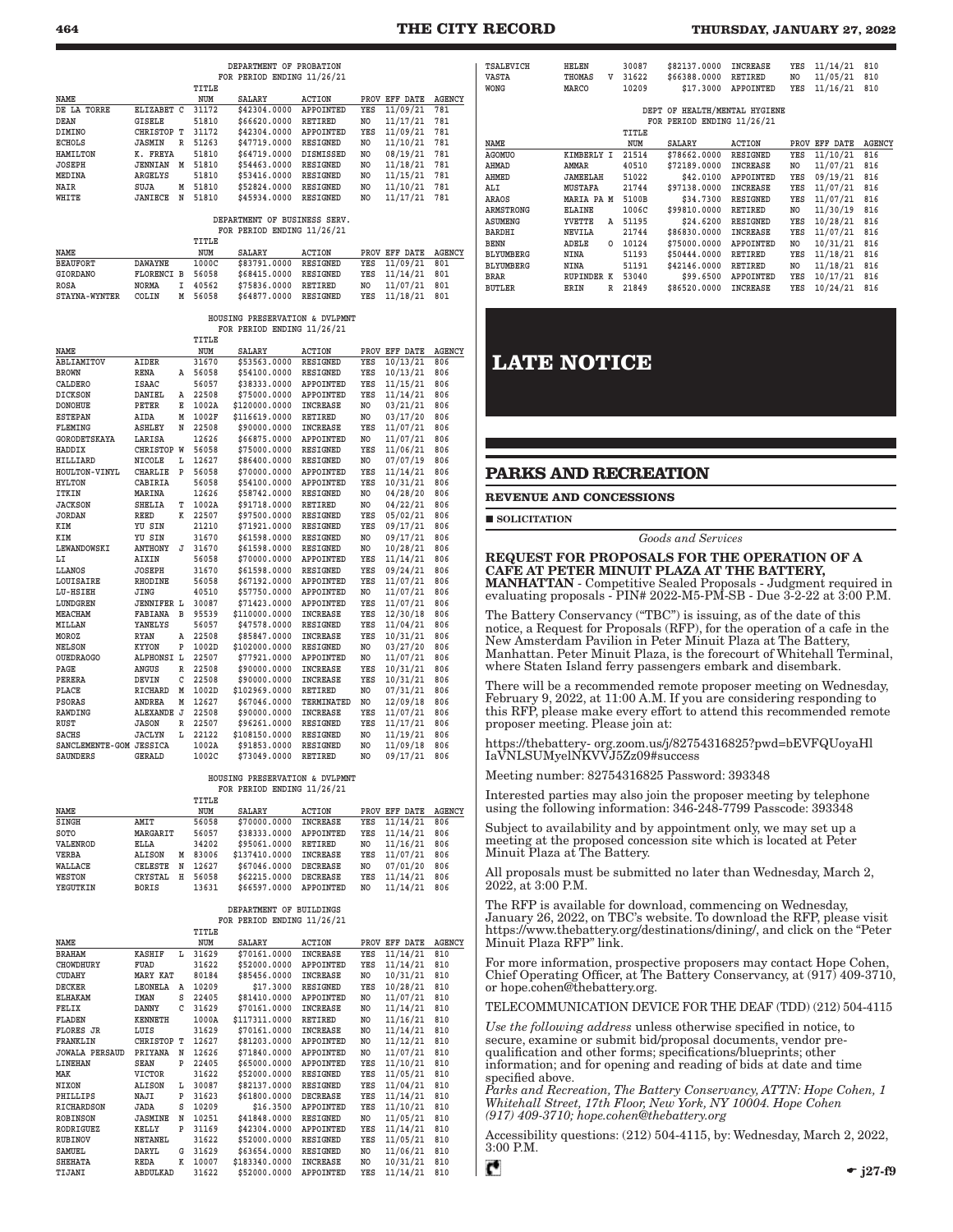### DEPARTMENT OF PROBATION
FOR PERIOD ENDING 11/26/21

| NAME | | | TITLE NUM | SALARY | ACTION | PROV | EFF DATE | AGENCY |
|---|---|---|---|---|---|---|---|---|
| DE LA TORRE | ELIZABET | C | 31172 | $42304.0000 | APPOINTED | YES | 11/09/21 | 781 |
| DEAN | GISELE | | 51810 | $66620.0000 | RETIRED | NO | 11/17/21 | 781 |
| DIMINO | CHRISTOP | T | 31172 | $42304.0000 | APPOINTED | YES | 11/09/21 | 781 |
| ECHOLS | JASMIN | R | 51263 | $47719.0000 | RESIGNED | NO | 11/10/21 | 781 |
| HAMILTON | K. FREYA | | 51810 | $64719.0000 | DISMISSED | NO | 08/19/21 | 781 |
| JOSEPH | JENNIAN | M | 51810 | $54463.0000 | RESIGNED | NO | 11/18/21 | 781 |
| MEDINA | ARGELYS | | 51810 | $53416.0000 | RESIGNED | NO | 11/15/21 | 781 |
| NAIR | SUJA | M | 51810 | $52824.0000 | RESIGNED | NO | 11/10/21 | 781 |
| WHITE | JANIECE | N | 51810 | $45934.0000 | RESIGNED | NO | 11/17/21 | 781 |

### DEPARTMENT OF BUSINESS SERV.
FOR PERIOD ENDING 11/26/21

| NAME | | | TITLE NUM | SALARY | ACTION | PROV | EFF DATE | AGENCY |
|---|---|---|---|---|---|---|---|---|
| BEAUFORT | DAWAYNE | | 1000C | $83791.0000 | RESIGNED | YES | 11/09/21 | 801 |
| GIORDANO | FLORENCI | B | 56058 | $68415.0000 | RESIGNED | YES | 11/14/21 | 801 |
| ROSA | NORMA | I | 40562 | $75836.0000 | RETIRED | NO | 11/07/21 | 801 |
| STAYNA-WYNTER | COLIN | M | 56058 | $64877.0000 | RESIGNED | YES | 11/18/21 | 801 |

### HOUSING PRESERVATION & DVLPMNT
FOR PERIOD ENDING 11/26/21

| NAME | | | TITLE NUM | SALARY | ACTION | PROV | EFF DATE | AGENCY |
|---|---|---|---|---|---|---|---|---|
| ABLIAMITOV | AIDER | | 31670 | $53563.0000 | RESIGNED | YES | 10/13/21 | 806 |
| BROWN | RENA | A | 56058 | $54100.0000 | RESIGNED | YES | 10/13/21 | 806 |
| CALDERO | ISAAC | | 56057 | $38333.0000 | APPOINTED | YES | 11/15/21 | 806 |
| DICKSON | DANIEL | A | 22508 | $75000.0000 | APPOINTED | YES | 11/14/21 | 806 |
| DONOHUE | PETER | E | 1002A | $120000.0000 | INCREASE | NO | 03/21/21 | 806 |
| ESTEPAN | AIDA | M | 1002F | $116619.0000 | RETIRED | NO | 03/17/20 | 806 |
| FLEMING | ASHLEY | N | 22508 | $90000.0000 | INCREASE | YES | 11/07/21 | 806 |
| GORODETSKAYA | LARISA | | 12626 | $66875.0000 | APPOINTED | NO | 11/07/21 | 806 |
| HADDIX | CHRISTOP | W | 56058 | $75000.0000 | RESIGNED | YES | 11/06/21 | 806 |
| HILLIARD | NICOLE | L | 12627 | $86400.0000 | RESIGNED | NO | 07/07/19 | 806 |
| HOULTON-VINYL | CHARLIE | P | 56058 | $70000.0000 | APPOINTED | YES | 11/14/21 | 806 |
| HYLTON | CABIRIA | | 56058 | $54100.0000 | APPOINTED | YES | 10/31/21 | 806 |
| ITKIN | MARINA | | 12626 | $58742.0000 | RESIGNED | NO | 04/28/20 | 806 |
| JACKSON | SHELIA | T | 1002A | $91718.0000 | RETIRED | NO | 04/22/21 | 806 |
| JORDAN | REED | K | 22507 | $97500.0000 | RESIGNED | YES | 05/02/21 | 806 |
| KIM | YU SIN | | 21210 | $71921.0000 | RESIGNED | YES | 09/17/21 | 806 |
| KIM | YU SIN | | 31670 | $61598.0000 | RESIGNED | NO | 09/17/21 | 806 |
| LEWANDOWSKI | ANTHONY | J | 31670 | $61598.0000 | RESIGNED | NO | 10/28/21 | 806 |
| LI | AIXIN | | 56058 | $70000.0000 | APPOINTED | YES | 11/14/21 | 806 |
| LLANOS | JOSEPH | | 31670 | $61598.0000 | RESIGNED | YES | 09/24/21 | 806 |
| LOUISAIRE | RHODINE | | 56058 | $67192.0000 | APPOINTED | YES | 11/07/21 | 806 |
| LU-HSIEH | JING | | 40510 | $57750.0000 | APPOINTED | NO | 11/07/21 | 806 |
| LUNDGREN | JENNIFER | L | 30087 | $71423.0000 | APPOINTED | YES | 11/07/21 | 806 |
| MEACHAM | FABIANA | B | 95539 | $110000.0000 | INCREASE | YES | 12/30/18 | 806 |
| MILLAN | YANELYS | | 56057 | $47578.0000 | RESIGNED | YES | 11/04/21 | 806 |
| MOROZ | RYAN | A | 22508 | $85847.0000 | INCREASE | YES | 10/31/21 | 806 |
| NELSON | KYYON | P | 1002D | $102000.0000 | RESIGNED | NO | 03/27/20 | 806 |
| OUEDRAOGO | ALPHONSI | L | 22507 | $77921.0000 | APPOINTED | NO | 11/07/21 | 806 |
| PAGE | ANGUS | R | 22508 | $90000.0000 | INCREASE | YES | 10/31/21 | 806 |
| PERERA | DEVIN | C | 22508 | $90000.0000 | INCREASE | YES | 10/31/21 | 806 |
| PLACE | RICHARD | M | 1002D | $102969.0000 | RETIRED | NO | 07/31/21 | 806 |
| PSORAS | ANDREA | M | 12627 | $67046.0000 | TERMINATED | NO | 12/09/18 | 806 |
| RAWDING | ALEXANDE | J | 22508 | $90000.0000 | INCREASE | YES | 11/07/21 | 806 |
| RUST | JASON | R | 22507 | $96261.0000 | RESIGNED | YES | 11/17/21 | 806 |
| SACHS | JACLYN | L | 22122 | $108150.0000 | RESIGNED | NO | 11/19/21 | 806 |
| SANCLEMENTE-GOM | JESSICA | | 1002A | $91853.0000 | RESIGNED | NO | 11/09/18 | 806 |
| SAUNDERS | GERALD | | 1002C | $73049.0000 | RETIRED | NO | 09/17/21 | 806 |

### HOUSING PRESERVATION & DVLPMNT
FOR PERIOD ENDING 11/26/21

| NAME | | | TITLE NUM | SALARY | ACTION | PROV | EFF DATE | AGENCY |
|---|---|---|---|---|---|---|---|---|
| SINGH | AMIT | | 56058 | $70000.0000 | INCREASE | YES | 11/14/21 | 806 |
| SOTO | MARGARIT | | 56057 | $38333.0000 | APPOINTED | YES | 11/14/21 | 806 |
| VALENROD | ELLA | | 34202 | $95061.0000 | RETIRED | NO | 11/16/21 | 806 |
| VERBA | ALISON | M | 83006 | $137410.0000 | INCREASE | YES | 11/07/21 | 806 |
| WALLACE | CELESTE | N | 12627 | $67046.0000 | DECREASE | NO | 07/01/20 | 806 |
| WESTON | CRYSTAL | H | 56058 | $62215.0000 | DECREASE | YES | 11/14/21 | 806 |
| YEGUTKIN | BORIS | | 13631 | $66597.0000 | APPOINTED | NO | 11/14/21 | 806 |

### DEPARTMENT OF BUILDINGS
FOR PERIOD ENDING 11/26/21

| NAME | | | TITLE NUM | SALARY | ACTION | PROV | EFF DATE | AGENCY |
|---|---|---|---|---|---|---|---|---|
| BRAHAM | KASHIF | L | 31629 | $70161.0000 | INCREASE | YES | 11/14/21 | 810 |
| CHOWDHURY | FUAD | | 31622 | $52000.0000 | APPOINTED | YES | 11/14/21 | 810 |
| CUDAHY | MARY KAT | | 80184 | $85456.0000 | INCREASE | NO | 10/31/21 | 810 |
| DECKER | LEONELA | A | 10209 | $17.3000 | RESIGNED | YES | 10/28/21 | 810 |
| ELHAKAM | IMAN | S | 22405 | $81410.0000 | APPOINTED | NO | 11/07/21 | 810 |
| FELIX | DANNY | C | 31629 | $70161.0000 | INCREASE | NO | 11/14/21 | 810 |
| FLADEN | KENNETH | | 1000A | $117311.0000 | RETIRED | NO | 11/16/21 | 810 |
| FLORES JR | LUIS | | 31629 | $70161.0000 | INCREASE | NO | 11/14/21 | 810 |
| FRANKLIN | CHRISTOP | T | 12627 | $81203.0000 | APPOINTED | NO | 11/12/21 | 810 |
| JOWALA PERSAUD | PRIYANA | N | 12626 | $71840.0000 | APPOINTED | NO | 11/07/21 | 810 |
| LINEHAN | SEAN | P | 22405 | $65000.0000 | APPOINTED | YES | 11/10/21 | 810 |
| MAK | VICTOR | | 31622 | $52000.0000 | RESIGNED | YES | 11/05/21 | 810 |
| NIXON | ALISON | L | 30087 | $82137.0000 | RESIGNED | YES | 11/04/21 | 810 |
| PHILLIPS | NAJI | P | 31623 | $61800.0000 | DECREASE | YES | 11/14/21 | 810 |
| RICHARDSON | JADA | S | 10209 | $16.3500 | APPOINTED | YES | 11/10/21 | 810 |
| ROBINSON | JASMINE | N | 10251 | $41848.0000 | RESIGNED | NO | 11/05/21 | 810 |
| RODRIGUEZ | KELLY | P | 31169 | $42304.0000 | APPOINTED | YES | 11/14/21 | 810 |
| RUBINOV | NETANEL | | 31622 | $52000.0000 | RESIGNED | YES | 11/05/21 | 810 |
| SAMUEL | DARYL | G | 31629 | $63654.0000 | RESIGNED | NO | 11/06/21 | 810 |
| SHEHATA | REDA | K | 10007 | $183340.0000 | INCREASE | NO | 10/31/21 | 810 |
| TIJANI | ABDULKAD | | 31622 | $52000.0000 | APPOINTED | YES | 11/14/21 | 810 |
| TSALEVICH | HELEN | | 30087 | $82137.0000 | INCREASE | YES | 11/14/21 | 810 |
| VASTA | THOMAS | V | 31622 | $66388.0000 | RETIRED | NO | 11/05/21 | 810 |
| WONG | MARCO | | 10209 | $17.3000 | APPOINTED | YES | 11/16/21 | 810 |

### DEPT OF HEALTH/MENTAL HYGIENE
FOR PERIOD ENDING 11/26/21

| NAME | | | TITLE NUM | SALARY | ACTION | PROV | EFF DATE | AGENCY |
|---|---|---|---|---|---|---|---|---|
| AGOMUO | KIMBERLY | I | 21514 | $78662.0000 | RESIGNED | YES | 11/10/21 | 816 |
| AHMAD | AMMAR | | 40510 | $72189.0000 | INCREASE | NO | 11/07/21 | 816 |
| AHMED | JAMEELAH | | 51022 | $42.0100 | APPOINTED | YES | 09/19/21 | 816 |
| ALI | MUSTAFA | | 21744 | $97138.0000 | INCREASE | YES | 11/07/21 | 816 |
| ARAOS | MARIA PA | M | 5100B | $34.7300 | RESIGNED | YES | 11/07/21 | 816 |
| ARMSTRONG | ELAINE | | 1006C | $99810.0000 | RETIRED | NO | 11/30/19 | 816 |
| ASUMENG | YVETTE | A | 51195 | $24.6200 | RESIGNED | YES | 10/28/21 | 816 |
| BARDHI | NEVILA | | 21744 | $86830.0000 | INCREASE | YES | 11/07/21 | 816 |
| BENN | ADELE | O | 10124 | $75000.0000 | APPOINTED | NO | 10/31/21 | 816 |
| BLYUMBERG | NINA | | 51193 | $50444.0000 | RETIRED | YES | 11/18/21 | 816 |
| BLYUMBERG | NINA | | 51191 | $42146.0000 | RETIRED | NO | 11/18/21 | 816 |
| BRAR | RUPINDER | K | 53040 | $99.6500 | APPOINTED | YES | 10/17/21 | 816 |
| BUTLER | ERIN | R | 21849 | $86520.0000 | INCREASE | YES | 10/24/21 | 816 |

# LATE NOTICE

## PARKS AND RECREATION

### REVENUE AND CONCESSIONS

■ **SOLICITATION**

*Goods and Services*

**REQUEST FOR PROPOSALS FOR THE OPERATION OF A CAFE AT PETER MINUIT PLAZA AT THE BATTERY, MANHATTAN** - Competitive Sealed Proposals - Judgment required in evaluating proposals - PIN# 2022-M5-PM-SB - Due 3-2-22 at 3:00 P.M.

The Battery Conservancy ("TBC") is issuing, as of the date of this notice, a Request for Proposals (RFP), for the operation of a cafe in the New Amsterdam Pavilion in Peter Minuit Plaza at The Battery, Manhattan. Peter Minuit Plaza, is the forecourt of Whitehall Terminal, where Staten Island ferry passengers embark and disembark.

There will be a recommended remote proposer meeting on Wednesday, February 9, 2022, at 11:00 A.M. If you are considering responding to this RFP, please make every effort to attend this recommended remote proposer meeting. Please join at:

https://thebattery-org.zoom.us/j/82754316825?pwd=bEVFQUoyaHlIaVNLSUMyelNKVVJ5Zz09#success

Meeting number: 82754316825 Password: 393348

Interested parties may also join the proposer meeting by telephone using the following information: 346-248-7799 Passcode: 393348

Subject to availability and by appointment only, we may set up a meeting at the proposed concession site which is located at Peter Minuit Plaza at The Battery.

All proposals must be submitted no later than Wednesday, March 2, 2022, at 3:00 P.M.

The RFP is available for download, commencing on Wednesday, January 26, 2022, on TBC's website. To download the RFP, please visit https://www.thebattery.org/destinations/dining/, and click on the "Peter Minuit Plaza RFP" link.

For more information, prospective proposers may contact Hope Cohen, Chief Operating Officer, at The Battery Conservancy, at (917) 409-3710, or hope.cohen@thebattery.org.

TELECOMMUNICATION DEVICE FOR THE DEAF (TDD) (212) 504-4115

*Use the following address* unless otherwise specified in notice, to secure, examine or submit bid/proposal documents, vendor pre-qualification and other forms; specifications/blueprints; other information; and for opening and reading of bids at date and time specified above.

*Parks and Recreation, The Battery Conservancy, ATTN: Hope Cohen, 1 Whitehall Street, 17th Floor, New York, NY 10004. Hope Cohen (917) 409-3710; hope.cohen@thebattery.org*

Accessibility questions: (212) 504-4115, by: Wednesday, March 2, 2022, 3:00 P.M.

j27-f9